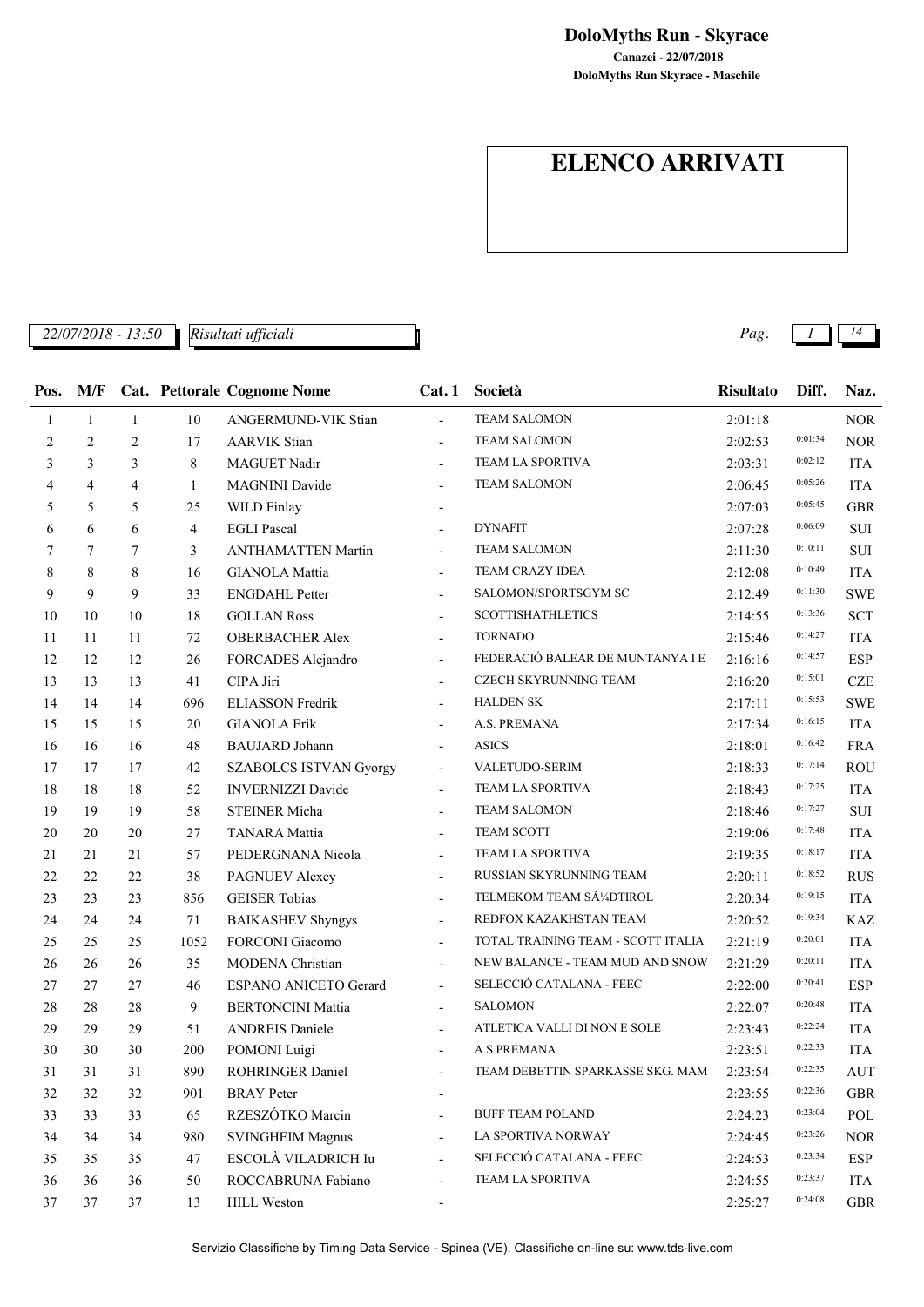**DoloMyths Run - Skyrace**

**Canazei - 22/07/2018**

**DoloMyths Run Skyrace - Maschile**

# ELENCO ARRIVATI

*22/07/2018 - 13:50* *Risultati ufficiali*

| Pos. | M/F | Cat. | Pettorale | Cognome Nome | Cat. 1 | Società | Risultato | Diff. | Naz. |
|---|---|---|---|---|---|---|---|---|---|
| 1 | 1 | 1 | 10 | ANGERMUND-VIK Stian | - | TEAM SALOMON | 2:01:18 | | NOR |
| 2 | 2 | 2 | 17 | AARVIK Stian | - | TEAM SALOMON | 2:02:53 | 0:01:34 | NOR |
| 3 | 3 | 3 | 8 | MAGUET Nadir | - | TEAM LA SPORTIVA | 2:03:31 | 0:02:12 | ITA |
| 4 | 4 | 4 | 1 | MAGNINI Davide | - | TEAM SALOMON | 2:06:45 | 0:05:26 | ITA |
| 5 | 5 | 5 | 25 | WILD Finlay | - | | 2:07:03 | 0:05:45 | GBR |
| 6 | 6 | 6 | 4 | EGLI Pascal | - | DYNAFIT | 2:07:28 | 0:06:09 | SUI |
| 7 | 7 | 7 | 3 | ANTHAMATTEN Martin | - | TEAM SALOMON | 2:11:30 | 0:10:11 | SUI |
| 8 | 8 | 8 | 16 | GIANOLA Mattia | - | TEAM CRAZY IDEA | 2:12:08 | 0:10:49 | ITA |
| 9 | 9 | 9 | 33 | ENGDAHL Petter | - | SALOMON/SPORTSGYM SC | 2:12:49 | 0:11:30 | SWE |
| 10 | 10 | 10 | 18 | GOLLAN Ross | - | SCOTTISHATHLETICS | 2:14:55 | 0:13:36 | SCT |
| 11 | 11 | 11 | 72 | OBERBACHER Alex | - | TORNADO | 2:15:46 | 0:14:27 | ITA |
| 12 | 12 | 12 | 26 | FORCADES Alejandro | - | FEDERACIÓ BALEAR DE MUNTANYA I E | 2:16:16 | 0:14:57 | ESP |
| 13 | 13 | 13 | 41 | CIPA Jiri | - | CZECH SKYRUNNING TEAM | 2:16:20 | 0:15:01 | CZE |
| 14 | 14 | 14 | 696 | ELIASSON Fredrik | - | HALDEN SK | 2:17:11 | 0:15:53 | SWE |
| 15 | 15 | 15 | 20 | GIANOLA Erik | - | A.S. PREMANA | 2:17:34 | 0:16:15 | ITA |
| 16 | 16 | 16 | 48 | BAUJARD Johann | - | ASICS | 2:18:01 | 0:16:42 | FRA |
| 17 | 17 | 17 | 42 | SZABOLCS ISTVAN Gyorgy | - | VALETUDO-SERIM | 2:18:33 | 0:17:14 | ROU |
| 18 | 18 | 18 | 52 | INVERNIZZI Davide | - | TEAM LA SPORTIVA | 2:18:43 | 0:17:25 | ITA |
| 19 | 19 | 19 | 58 | STEINER Micha | - | TEAM SALOMON | 2:18:46 | 0:17:27 | SUI |
| 20 | 20 | 20 | 27 | TANARA Mattia | - | TEAM SCOTT | 2:19:06 | 0:17:48 | ITA |
| 21 | 21 | 21 | 57 | PEDERGNANA Nicola | - | TEAM LA SPORTIVA | 2:19:35 | 0:18:17 | ITA |
| 22 | 22 | 22 | 38 | PAGNUEV Alexey | - | RUSSIAN SKYRUNNING TEAM | 2:20:11 | 0:18:52 | RUS |
| 23 | 23 | 23 | 856 | GEISER Tobias | - | TELMEKOM TEAM SÃ¼DTIROL | 2:20:34 | 0:19:15 | ITA |
| 24 | 24 | 24 | 71 | BAIKASHEV Shyngys | - | REDFOX KAZAKHSTAN TEAM | 2:20:52 | 0:19:34 | KAZ |
| 25 | 25 | 25 | 1052 | FORCONI Giacomo | - | TOTAL TRAINING TEAM - SCOTT ITALIA | 2:21:19 | 0:20:01 | ITA |
| 26 | 26 | 26 | 35 | MODENA Christian | - | NEW BALANCE - TEAM MUD AND SNOW | 2:21:29 | 0:20:11 | ITA |
| 27 | 27 | 27 | 46 | ESPANO ANICETO Gerard | - | SELECCIÓ CATALANA - FEEC | 2:22:00 | 0:20:41 | ESP |
| 28 | 28 | 28 | 9 | BERTONCINI Mattia | - | SALOMON | 2:22:07 | 0:20:48 | ITA |
| 29 | 29 | 29 | 51 | ANDREIS Daniele | - | ATLETICA VALLI DI NON E SOLE | 2:23:43 | 0:22:24 | ITA |
| 30 | 30 | 30 | 200 | POMONI Luigi | - | A.S.PREMANA | 2:23:51 | 0:22:33 | ITA |
| 31 | 31 | 31 | 890 | ROHRINGER Daniel | - | TEAM DEBETTIN SPARKASSE SKG. MAM | 2:23:54 | 0:22:35 | AUT |
| 32 | 32 | 32 | 901 | BRAY Peter | - | | 2:23:55 | 0:22:36 | GBR |
| 33 | 33 | 33 | 65 | RZESZÓTKO Marcin | - | BUFF TEAM POLAND | 2:24:23 | 0:23:04 | POL |
| 34 | 34 | 34 | 980 | SVINGHEIM Magnus | - | LA SPORTIVA NORWAY | 2:24:45 | 0:23:26 | NOR |
| 35 | 35 | 35 | 47 | ESCOLÀ VILADRICH Iu | - | SELECCIÓ CATALANA - FEEC | 2:24:53 | 0:23:34 | ESP |
| 36 | 36 | 36 | 50 | ROCCABRUNA Fabiano | - | TEAM LA SPORTIVA | 2:24:55 | 0:23:37 | ITA |
| 37 | 37 | 37 | 13 | HILL Weston | - | | 2:25:27 | 0:24:08 | GBR |

Servizio Classifiche by Timing Data Service - Spinea (VE). Classifiche on-line su: www.tds-live.com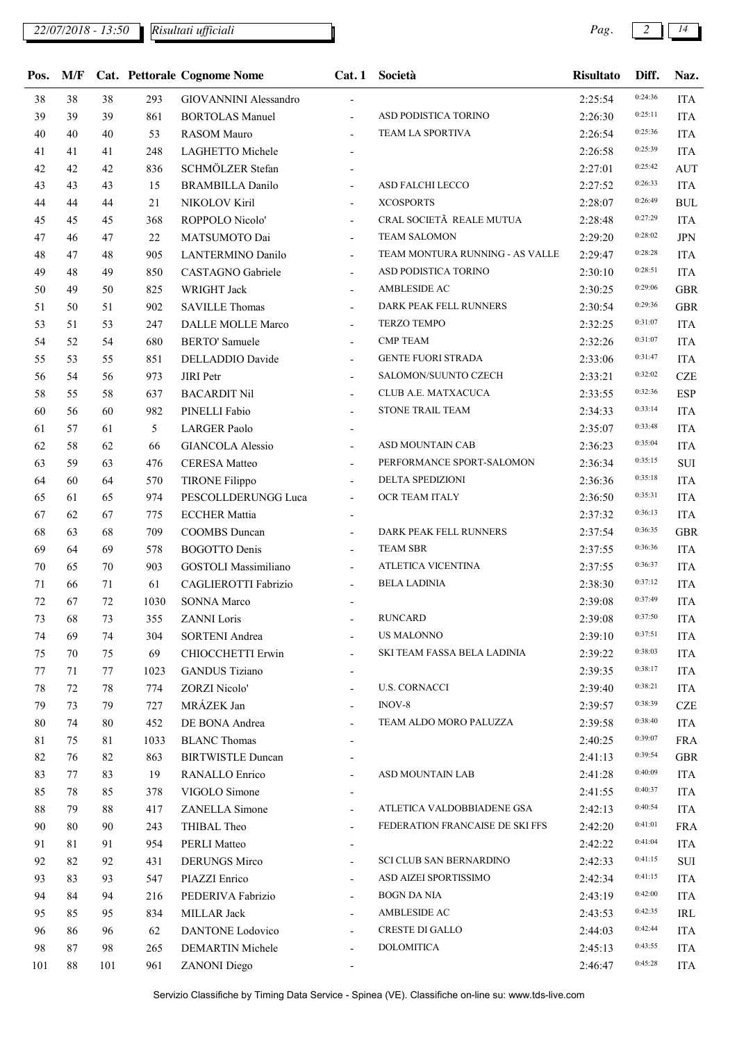| Pos. | M/F | Cat. | Pettorale | Cognome Nome | Cat. 1 | Società | Risultato | Diff. | Naz. |
|---|---|---|---|---|---|---|---|---|---|
| 38 | 38 | 38 | 293 | GIOVANNINI Alessandro | - | | 2:25:54 | 0:24:36 | ITA |
| 39 | 39 | 39 | 861 | BORTOLAS Manuel | - | ASD PODISTICA TORINO | 2:26:30 | 0:25:11 | ITA |
| 40 | 40 | 40 | 53 | RASOM Mauro | - | TEAM LA SPORTIVA | 2:26:54 | 0:25:36 | ITA |
| 41 | 41 | 41 | 248 | LAGHETTO Michele | - | | 2:26:58 | 0:25:39 | ITA |
| 42 | 42 | 42 | 836 | SCHMÖLZER Stefan | - | | 2:27:01 | 0:25:42 | AUT |
| 43 | 43 | 43 | 15 | BRAMBILLA Danilo | - | ASD FALCHI LECCO | 2:27:52 | 0:26:33 | ITA |
| 44 | 44 | 44 | 21 | NIKOLOV Kiril | - | XCOSPORTS | 2:28:07 | 0:26:49 | BUL |
| 45 | 45 | 45 | 368 | ROPPOLO Nicolo' | - | CRAL SOCIETÃ REALE MUTUA | 2:28:48 | 0:27:29 | ITA |
| 47 | 46 | 47 | 22 | MATSUMOTO Dai | - | TEAM SALOMON | 2:29:20 | 0:28:02 | JPN |
| 48 | 47 | 48 | 905 | LANTERMINO Danilo | - | TEAM MONTURA RUNNING - AS VALLE | 2:29:47 | 0:28:28 | ITA |
| 49 | 48 | 49 | 850 | CASTAGNO Gabriele | - | ASD PODISTICA TORINO | 2:30:10 | 0:28:51 | ITA |
| 50 | 49 | 50 | 825 | WRIGHT Jack | - | AMBLESIDE AC | 2:30:25 | 0:29:06 | GBR |
| 51 | 50 | 51 | 902 | SAVILLE Thomas | - | DARK PEAK FELL RUNNERS | 2:30:54 | 0:29:36 | GBR |
| 53 | 51 | 53 | 247 | DALLE MOLLE Marco | - | TERZO TEMPO | 2:32:25 | 0:31:07 | ITA |
| 54 | 52 | 54 | 680 | BERTO' Samuele | - | CMP TEAM | 2:32:26 | 0:31:07 | ITA |
| 55 | 53 | 55 | 851 | DELLADDIO Davide | - | GENTE FUORI STRADA | 2:33:06 | 0:31:47 | ITA |
| 56 | 54 | 56 | 973 | JIRI Petr | - | SALOMON/SUUNTO CZECH | 2:33:21 | 0:32:02 | CZE |
| 58 | 55 | 58 | 637 | BACARDIT Nil | - | CLUB A.E. MATXACUCA | 2:33:55 | 0:32:36 | ESP |
| 60 | 56 | 60 | 982 | PINELLI Fabio | - | STONE TRAIL TEAM | 2:34:33 | 0:33:14 | ITA |
| 61 | 57 | 61 | 5 | LARGER Paolo | - | | 2:35:07 | 0:33:48 | ITA |
| 62 | 58 | 62 | 66 | GIANCOLA Alessio | - | ASD MOUNTAIN CAB | 2:36:23 | 0:35:04 | ITA |
| 63 | 59 | 63 | 476 | CERESA Matteo | - | PERFORMANCE SPORT-SALOMON | 2:36:34 | 0:35:15 | SUI |
| 64 | 60 | 64 | 570 | TIRONE Filippo | - | DELTA SPEDIZIONI | 2:36:36 | 0:35:18 | ITA |
| 65 | 61 | 65 | 974 | PESCOLLDERUNGG Luca | - | OCR TEAM ITALY | 2:36:50 | 0:35:31 | ITA |
| 67 | 62 | 67 | 775 | ECCHER Mattia | - | | 2:37:32 | 0:36:13 | ITA |
| 68 | 63 | 68 | 709 | COOMBS Duncan | - | DARK PEAK FELL RUNNERS | 2:37:54 | 0:36:35 | GBR |
| 69 | 64 | 69 | 578 | BOGOTTO Denis | - | TEAM SBR | 2:37:55 | 0:36:36 | ITA |
| 70 | 65 | 70 | 903 | GOSTOLI Massimiliano | - | ATLETICA VICENTINA | 2:37:55 | 0:36:37 | ITA |
| 71 | 66 | 71 | 61 | CAGLIEROTTI Fabrizio | - | BELA LADINIA | 2:38:30 | 0:37:12 | ITA |
| 72 | 67 | 72 | 1030 | SONNA Marco | - | | 2:39:08 | 0:37:49 | ITA |
| 73 | 68 | 73 | 355 | ZANNI Loris | - | RUNCARD | 2:39:08 | 0:37:50 | ITA |
| 74 | 69 | 74 | 304 | SORTENI Andrea | - | US MALONNO | 2:39:10 | 0:37:51 | ITA |
| 75 | 70 | 75 | 69 | CHIOCCHETTI Erwin | - | SKI TEAM FASSA BELA LADINIA | 2:39:22 | 0:38:03 | ITA |
| 77 | 71 | 77 | 1023 | GANDUS Tiziano | - | | 2:39:35 | 0:38:17 | ITA |
| 78 | 72 | 78 | 774 | ZORZI Nicolo' | - | U.S. CORNACCI | 2:39:40 | 0:38:21 | ITA |
| 79 | 73 | 79 | 727 | MRÁZEK Jan | - | INOV-8 | 2:39:57 | 0:38:39 | CZE |
| 80 | 74 | 80 | 452 | DE BONA Andrea | - | TEAM ALDO MORO PALUZZA | 2:39:58 | 0:38:40 | ITA |
| 81 | 75 | 81 | 1033 | BLANC Thomas | - | | 2:40:25 | 0:39:07 | FRA |
| 82 | 76 | 82 | 863 | BIRTWISTLE Duncan | - | | 2:41:13 | 0:39:54 | GBR |
| 83 | 77 | 83 | 19 | RANALLO Enrico | - | ASD MOUNTAIN LAB | 2:41:28 | 0:40:09 | ITA |
| 85 | 78 | 85 | 378 | VIGOLO Simone | - | | 2:41:55 | 0:40:37 | ITA |
| 88 | 79 | 88 | 417 | ZANELLA Simone | - | ATLETICA VALDOBBIADENE GSA | 2:42:13 | 0:40:54 | ITA |
| 90 | 80 | 90 | 243 | THIBAL Theo | - | FEDERATION FRANCAISE DE SKI FFS | 2:42:20 | 0:41:01 | FRA |
| 91 | 81 | 91 | 954 | PERLI Matteo | - | | 2:42:22 | 0:41:04 | ITA |
| 92 | 82 | 92 | 431 | DERUNGS Mirco | - | SCI CLUB SAN BERNARDINO | 2:42:33 | 0:41:15 | SUI |
| 93 | 83 | 93 | 547 | PIAZZI Enrico | - | ASD AIZEI SPORTISSIMO | 2:42:34 | 0:41:15 | ITA |
| 94 | 84 | 94 | 216 | PEDERIVA Fabrizio | - | BOGN DA NIA | 2:43:19 | 0:42:00 | ITA |
| 95 | 85 | 95 | 834 | MILLAR Jack | - | AMBLESIDE AC | 2:43:53 | 0:42:35 | IRL |
| 96 | 86 | 96 | 62 | DANTONE Lodovico | - | CRESTE DI GALLO | 2:44:03 | 0:42:44 | ITA |
| 98 | 87 | 98 | 265 | DEMARTIN Michele | - | DOLOMITICA | 2:45:13 | 0:43:55 | ITA |
| 101 | 88 | 101 | 961 | ZANONI Diego | - | | 2:46:47 | 0:45:28 | ITA |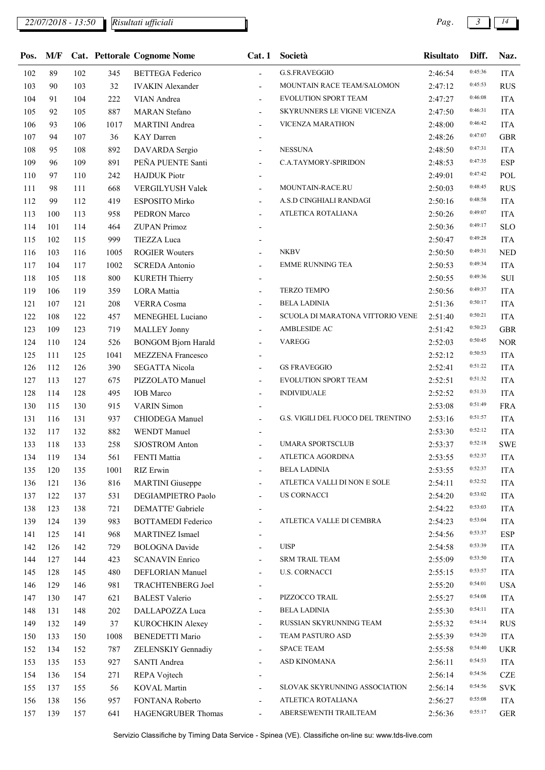| Pos. | M/F | Cat. | Pettorale | Cognome Nome | Cat. 1 | Società | Risultato | Diff. | Naz. |
|---|---|---|---|---|---|---|---|---|---|
| 102 | 89 | 102 | 345 | BETTEGA Federico | - | G.S.FRAVEGGIO | 2:46:54 | 0:45:36 | ITA |
| 103 | 90 | 103 | 32 | IVAKIN Alexander | - | MOUNTAIN RACE TEAM/SALOMON | 2:47:12 | 0:45:53 | RUS |
| 104 | 91 | 104 | 222 | VIAN Andrea | - | EVOLUTION SPORT TEAM | 2:47:27 | 0:46:08 | ITA |
| 105 | 92 | 105 | 887 | MARAN Stefano | - | SKYRUNNERS LE VIGNE VICENZA | 2:47:50 | 0:46:31 | ITA |
| 106 | 93 | 106 | 1017 | MARTINI Andrea | - | VICENZA MARATHON | 2:48:00 | 0:46:42 | ITA |
| 107 | 94 | 107 | 36 | KAY Darren | - | | 2:48:26 | 0:47:07 | GBR |
| 108 | 95 | 108 | 892 | DAVARDA Sergio | - | NESSUNA | 2:48:50 | 0:47:31 | ITA |
| 109 | 96 | 109 | 891 | PEÑA PUENTE Santi | - | C.A.TAYMORY-SPIRIDON | 2:48:53 | 0:47:35 | ESP |
| 110 | 97 | 110 | 242 | HAJDUK Piotr | - | | 2:49:01 | 0:47:42 | POL |
| 111 | 98 | 111 | 668 | VERGILYUSH Valek | - | MOUNTAIN-RACE.RU | 2:50:03 | 0:48:45 | RUS |
| 112 | 99 | 112 | 419 | ESPOSITO Mirko | - | A.S.D CINGHIALI RANDAGI | 2:50:16 | 0:48:58 | ITA |
| 113 | 100 | 113 | 958 | PEDRON Marco | - | ATLETICA ROTALIANA | 2:50:26 | 0:49:07 | ITA |
| 114 | 101 | 114 | 464 | ZUPAN Primoz | - | | 2:50:36 | 0:49:17 | SLO |
| 115 | 102 | 115 | 999 | TIEZZA Luca | - | | 2:50:47 | 0:49:28 | ITA |
| 116 | 103 | 116 | 1005 | ROGIER Wouters | - | NKBV | 2:50:50 | 0:49:31 | NED |
| 117 | 104 | 117 | 1002 | SCREDA Antonio | - | EMME RUNNING TEA | 2:50:53 | 0:49:34 | ITA |
| 118 | 105 | 118 | 800 | KURETH Thierry | - | | 2:50:55 | 0:49:36 | SUI |
| 119 | 106 | 119 | 359 | LORA Mattia | - | TERZO TEMPO | 2:50:56 | 0:49:37 | ITA |
| 121 | 107 | 121 | 208 | VERRA Cosma | - | BELA LADINIA | 2:51:36 | 0:50:17 | ITA |
| 122 | 108 | 122 | 457 | MENEGHEL Luciano | - | SCUOLA DI MARATONA VITTORIO VENE | 2:51:40 | 0:50:21 | ITA |
| 123 | 109 | 123 | 719 | MALLEY Jonny | - | AMBLESIDE AC | 2:51:42 | 0:50:23 | GBR |
| 124 | 110 | 124 | 526 | BONGOM Bjorn Harald | - | VAREGG | 2:52:03 | 0:50:45 | NOR |
| 125 | 111 | 125 | 1041 | MEZZENA Francesco | - | | 2:52:12 | 0:50:53 | ITA |
| 126 | 112 | 126 | 390 | SEGATTA Nicola | - | GS FRAVEGGIO | 2:52:41 | 0:51:22 | ITA |
| 127 | 113 | 127 | 675 | PIZZOLATO Manuel | - | EVOLUTION SPORT TEAM | 2:52:51 | 0:51:32 | ITA |
| 128 | 114 | 128 | 495 | IOB Marco | - | INDIVIDUALE | 2:52:52 | 0:51:33 | ITA |
| 130 | 115 | 130 | 915 | VARIN Simon | - | | 2:53:08 | 0:51:49 | FRA |
| 131 | 116 | 131 | 937 | CHIODEGA Manuel | - | G.S. VIGILI DEL FUOCO DEL TRENTINO | 2:53:16 | 0:51:57 | ITA |
| 132 | 117 | 132 | 882 | WENDT Manuel | - | | 2:53:30 | 0:52:12 | ITA |
| 133 | 118 | 133 | 258 | SJOSTROM Anton | - | UMARA SPORTSCLUB | 2:53:37 | 0:52:18 | SWE |
| 134 | 119 | 134 | 561 | FENTI Mattia | - | ATLETICA AGORDINA | 2:53:55 | 0:52:37 | ITA |
| 135 | 120 | 135 | 1001 | RIZ Erwin | - | BELA LADINIA | 2:53:55 | 0:52:37 | ITA |
| 136 | 121 | 136 | 816 | MARTINI Giuseppe | - | ATLETICA VALLI DI NON E SOLE | 2:54:11 | 0:52:52 | ITA |
| 137 | 122 | 137 | 531 | DEGIAMPIETRO Paolo | - | US CORNACCI | 2:54:20 | 0:53:02 | ITA |
| 138 | 123 | 138 | 721 | DEMATTE' Gabriele | - | | 2:54:22 | 0:53:03 | ITA |
| 139 | 124 | 139 | 983 | BOTTAMEDI Federico | - | ATLETICA VALLE DI CEMBRA | 2:54:23 | 0:53:04 | ITA |
| 141 | 125 | 141 | 968 | MARTINEZ Ismael | - | | 2:54:56 | 0:53:37 | ESP |
| 142 | 126 | 142 | 729 | BOLOGNA Davide | - | UISP | 2:54:58 | 0:53:39 | ITA |
| 144 | 127 | 144 | 423 | SCANAVIN Enrico | - | SRM TRAIL TEAM | 2:55:09 | 0:53:50 | ITA |
| 145 | 128 | 145 | 480 | DEFLORIAN Manuel | - | U.S. CORNACCI | 2:55:15 | 0:53:57 | ITA |
| 146 | 129 | 146 | 981 | TRACHTENBERG Joel | - | | 2:55:20 | 0:54:01 | USA |
| 147 | 130 | 147 | 621 | BALEST Valerio | - | PIZZOCCO TRAIL | 2:55:27 | 0:54:08 | ITA |
| 148 | 131 | 148 | 202 | DALLAPOZZA Luca | - | BELA LADINIA | 2:55:30 | 0:54:11 | ITA |
| 149 | 132 | 149 | 37 | KUROCHKIN Alexey | - | RUSSIAN SKYRUNNING TEAM | 2:55:32 | 0:54:14 | RUS |
| 150 | 133 | 150 | 1008 | BENEDETTI Mario | - | TEAM PASTURO ASD | 2:55:39 | 0:54:20 | ITA |
| 152 | 134 | 152 | 787 | ZELENSKIY Gennadiy | - | SPACE TEAM | 2:55:58 | 0:54:40 | UKR |
| 153 | 135 | 153 | 927 | SANTI Andrea | - | ASD KINOMANA | 2:56:11 | 0:54:53 | ITA |
| 154 | 136 | 154 | 271 | REPA Vojtech | - | | 2:56:14 | 0:54:56 | CZE |
| 155 | 137 | 155 | 56 | KOVAL Martin | - | SLOVAK SKYRUNNING ASSOCIATION | 2:56:14 | 0:54:56 | SVK |
| 156 | 138 | 156 | 957 | FONTANA Roberto | - | ATLETICA ROTALIANA | 2:56:27 | 0:55:08 | ITA |
| 157 | 139 | 157 | 641 | HAGENGRUBER Thomas | - | ABERSEWENTH TRAILTEAM | 2:56:36 | 0:55:17 | GER |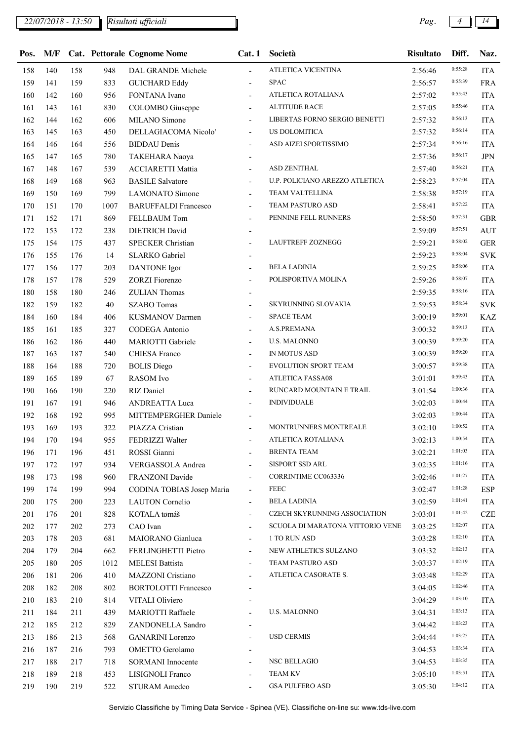22/07/2018 - 13:50 Risultati ufficiali

| Pos. | M/F | Cat. | Pettorale | Cognome Nome | Cat. 1 | Società | Risultato | Diff. | Naz. |
|---|---|---|---|---|---|---|---|---|---|
| 158 | 140 | 158 | 948 | DAL GRANDE Michele | - | ATLETICA VICENTINA | 2:56:46 | 0:55:28 | ITA |
| 159 | 141 | 159 | 833 | GUICHARD Eddy | - | SPAC | 2:56:57 | 0:55:39 | FRA |
| 160 | 142 | 160 | 956 | FONTANA Ivano | - | ATLETICA ROTALIANA | 2:57:02 | 0:55:43 | ITA |
| 161 | 143 | 161 | 830 | COLOMBO Giuseppe | - | ALTITUDE RACE | 2:57:05 | 0:55:46 | ITA |
| 162 | 144 | 162 | 606 | MILANO Simone | - | LIBERTAS FORNO SERGIO BENETTI | 2:57:32 | 0:56:13 | ITA |
| 163 | 145 | 163 | 450 | DELLAGIACOMA Nicolo' | - | US DOLOMITICA | 2:57:32 | 0:56:14 | ITA |
| 164 | 146 | 164 | 556 | BIDDAU Denis | - | ASD AIZEI SPORTISSIMO | 2:57:34 | 0:56:16 | ITA |
| 165 | 147 | 165 | 780 | TAKEHARA Naoya | - | | 2:57:36 | 0:56:17 | JPN |
| 167 | 148 | 167 | 539 | ACCIARETTI Mattia | - | ASD ZENITHAL | 2:57:40 | 0:56:21 | ITA |
| 168 | 149 | 168 | 963 | BASILE Salvatore | - | U.P. POLICIANO AREZZO ATLETICA | 2:58:23 | 0:57:04 | ITA |
| 169 | 150 | 169 | 799 | LAMONATO Simone | - | TEAM VALTELLINA | 2:58:38 | 0:57:19 | ITA |
| 170 | 151 | 170 | 1007 | BARUFFALDI Francesco | - | TEAM PASTURO ASD | 2:58:41 | 0:57:22 | ITA |
| 171 | 152 | 171 | 869 | FELLBAUM Tom | - | PENNINE FELL RUNNERS | 2:58:50 | 0:57:31 | GBR |
| 172 | 153 | 172 | 238 | DIETRICH David | - | | 2:59:09 | 0:57:51 | AUT |
| 175 | 154 | 175 | 437 | SPECKER Christian | - | LAUFTREFF ZOZNEGG | 2:59:21 | 0:58:02 | GER |
| 176 | 155 | 176 | 14 | SLARKO Gabriel | - | | 2:59:23 | 0:58:04 | SVK |
| 177 | 156 | 177 | 203 | DANTONE Igor | - | BELA LADINIA | 2:59:25 | 0:58:06 | ITA |
| 178 | 157 | 178 | 529 | ZORZI Fiorenzo | - | POLISPORTIVA MOLINA | 2:59:26 | 0:58:07 | ITA |
| 180 | 158 | 180 | 246 | ZULIAN Thomas | - | | 2:59:35 | 0:58:16 | ITA |
| 182 | 159 | 182 | 40 | SZABO Tomas | - | SKYRUNNING SLOVAKIA | 2:59:53 | 0:58:34 | SVK |
| 184 | 160 | 184 | 406 | KUSMANOV Darmen | - | SPACE TEAM | 3:00:19 | 0:59:01 | KAZ |
| 185 | 161 | 185 | 327 | CODEGA Antonio | - | A.S.PREMANA | 3:00:32 | 0:59:13 | ITA |
| 186 | 162 | 186 | 440 | MARIOTTI Gabriele | - | U.S. MALONNO | 3:00:39 | 0:59:20 | ITA |
| 187 | 163 | 187 | 540 | CHIESA Franco | - | IN MOTUS ASD | 3:00:39 | 0:59:20 | ITA |
| 188 | 164 | 188 | 720 | BOLIS Diego | - | EVOLUTION SPORT TEAM | 3:00:57 | 0:59:38 | ITA |
| 189 | 165 | 189 | 67 | RASOM Ivo | - | ATLETICA FASSA08 | 3:01:01 | 0:59:43 | ITA |
| 190 | 166 | 190 | 220 | RIZ Daniel | - | RUNCARD MOUNTAIN E TRAIL | 3:01:54 | 1:00:36 | ITA |
| 191 | 167 | 191 | 946 | ANDREATTA Luca | - | INDIVIDUALE | 3:02:03 | 1:00:44 | ITA |
| 192 | 168 | 192 | 995 | MITTEMPERGHER Daniele | - | | 3:02:03 | 1:00:44 | ITA |
| 193 | 169 | 193 | 322 | PIAZZA Cristian | - | MONTRUNNERS MONTREALE | 3:02:10 | 1:00:52 | ITA |
| 194 | 170 | 194 | 955 | FEDRIZZI Walter | - | ATLETICA ROTALIANA | 3:02:13 | 1:00:54 | ITA |
| 196 | 171 | 196 | 451 | ROSSI Gianni | - | BRENTA TEAM | 3:02:21 | 1:01:03 | ITA |
| 197 | 172 | 197 | 934 | VERGASSOLA Andrea | - | SISPORT SSD ARL | 3:02:35 | 1:01:16 | ITA |
| 198 | 173 | 198 | 960 | FRANZONI Davide | - | CORRINTIME CC063336 | 3:02:46 | 1:01:27 | ITA |
| 199 | 174 | 199 | 994 | CODINA TOBIAS Josep Maria | - | FEEC | 3:02:47 | 1:01:28 | ESP |
| 200 | 175 | 200 | 223 | LAUTON Cornelio | - | BELA LADINIA | 3:02:59 | 1:01:41 | ITA |
| 201 | 176 | 201 | 828 | KOTALA tömáš | - | CZECH SKYRUNNING ASSOCIATION | 3:03:01 | 1:01:42 | CZE |
| 202 | 177 | 202 | 273 | CAO Ivan | - | SCUOLA DI MARATONA VITTORIO VENE | 3:03:25 | 1:02:07 | ITA |
| 203 | 178 | 203 | 681 | MAIORANO Gianluca | - | 1 TO RUN ASD | 3:03:28 | 1:02:10 | ITA |
| 204 | 179 | 204 | 662 | FERLINGHETTI Pietro | - | NEW ATHLETICS SULZANO | 3:03:32 | 1:02:13 | ITA |
| 205 | 180 | 205 | 1012 | MELESI Battista | - | TEAM PASTURO ASD | 3:03:37 | 1:02:19 | ITA |
| 206 | 181 | 206 | 410 | MAZZONI Cristiano | - | ATLETICA CASORATE S. | 3:03:48 | 1:02:29 | ITA |
| 208 | 182 | 208 | 802 | BORTOLOTTI Francesco | - | | 3:04:05 | 1:02:46 | ITA |
| 210 | 183 | 210 | 814 | VITALI Oliviero | - | | 3:04:29 | 1:03:10 | ITA |
| 211 | 184 | 211 | 439 | MARIOTTI Raffaele | - | U.S. MALONNO | 3:04:31 | 1:03:13 | ITA |
| 212 | 185 | 212 | 829 | ZANDONELLA Sandro | - | | 3:04:42 | 1:03:23 | ITA |
| 213 | 186 | 213 | 568 | GANARINI Lorenzo | - | USD CERMIS | 3:04:44 | 1:03:25 | ITA |
| 216 | 187 | 216 | 793 | OMETTO Gerolamo | - | | 3:04:53 | 1:03:34 | ITA |
| 217 | 188 | 217 | 718 | SORMANI Innocente | - | NSC BELLAGIO | 3:04:53 | 1:03:35 | ITA |
| 218 | 189 | 218 | 453 | LISIGNOLI Franco | - | TEAM KV | 3:05:10 | 1:03:51 | ITA |
| 219 | 190 | 219 | 522 | STURAM Amedeo | - | GSA PULFERO ASD | 3:05:30 | 1:04:12 | ITA |

Servizio Classifiche by Timing Data Service - Spinea (VE). Classifiche on-line su: www.tds-live.com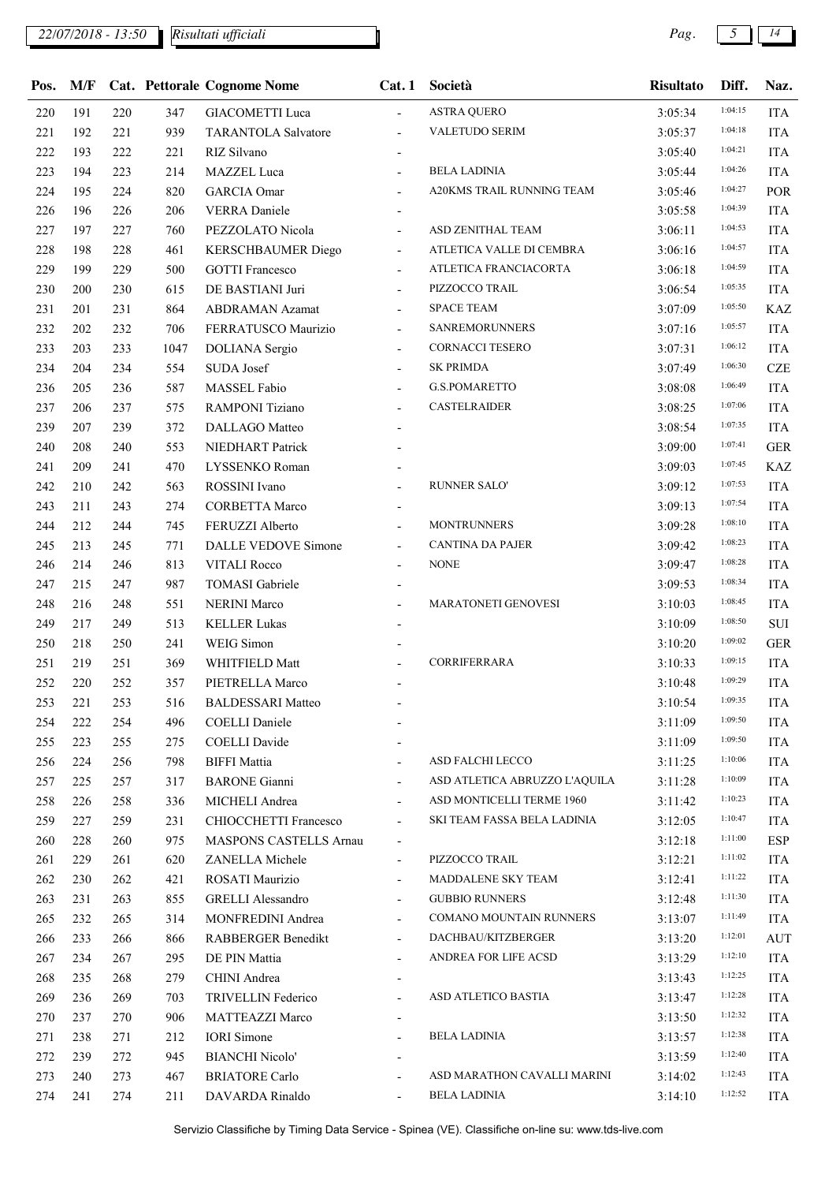| Pos. | M/F | Cat. | Pettorale | Cognome Nome | Cat. 1 | Società | Risultato | Diff. | Naz. |
|---|---|---|---|---|---|---|---|---|---|
| 220 | 191 | 220 | 347 | GIACOMETTI Luca | - | ASTRA QUERO | 3:05:34 | 1:04:15 | ITA |
| 221 | 192 | 221 | 939 | TARANTOLA Salvatore | - | VALETUDO SERIM | 3:05:37 | 1:04:18 | ITA |
| 222 | 193 | 222 | 221 | RIZ Silvano | - | | 3:05:40 | 1:04:21 | ITA |
| 223 | 194 | 223 | 214 | MAZZEL Luca | - | BELA LADINIA | 3:05:44 | 1:04:26 | ITA |
| 224 | 195 | 224 | 820 | GARCIA Omar | - | A20KMS TRAIL RUNNING TEAM | 3:05:46 | 1:04:27 | POR |
| 226 | 196 | 226 | 206 | VERRA Daniele | - | | 3:05:58 | 1:04:39 | ITA |
| 227 | 197 | 227 | 760 | PEZZOLATO Nicola | - | ASD ZENITHAL TEAM | 3:06:11 | 1:04:53 | ITA |
| 228 | 198 | 228 | 461 | KERSCHBAUMER Diego | - | ATLETICA VALLE DI CEMBRA | 3:06:16 | 1:04:57 | ITA |
| 229 | 199 | 229 | 500 | GOTTI Francesco | - | ATLETICA FRANCIACORTA | 3:06:18 | 1:04:59 | ITA |
| 230 | 200 | 230 | 615 | DE BASTIANI Juri | - | PIZZOCCO TRAIL | 3:06:54 | 1:05:35 | ITA |
| 231 | 201 | 231 | 864 | ABDRAMAN Azamat | - | SPACE TEAM | 3:07:09 | 1:05:50 | KAZ |
| 232 | 202 | 232 | 706 | FERRATUSCO Maurizio | - | SANREMORUNNERS | 3:07:16 | 1:05:57 | ITA |
| 233 | 203 | 233 | 1047 | DOLIANA Sergio | - | CORNACCI TESERO | 3:07:31 | 1:06:12 | ITA |
| 234 | 204 | 234 | 554 | SUDA Josef | - | SK PRIMDA | 3:07:49 | 1:06:30 | CZE |
| 236 | 205 | 236 | 587 | MASSEL Fabio | - | G.S.POMARETTO | 3:08:08 | 1:06:49 | ITA |
| 237 | 206 | 237 | 575 | RAMPONI Tiziano | - | CASTELRAIDER | 3:08:25 | 1:07:06 | ITA |
| 239 | 207 | 239 | 372 | DALLAGO Matteo | - | | 3:08:54 | 1:07:35 | ITA |
| 240 | 208 | 240 | 553 | NIEDHART Patrick | - | | 3:09:00 | 1:07:41 | GER |
| 241 | 209 | 241 | 470 | LYSSENKO Roman | - | | 3:09:03 | 1:07:45 | KAZ |
| 242 | 210 | 242 | 563 | ROSSINI Ivano | - | RUNNER SALO' | 3:09:12 | 1:07:53 | ITA |
| 243 | 211 | 243 | 274 | CORBETTA Marco | - | | 3:09:13 | 1:07:54 | ITA |
| 244 | 212 | 244 | 745 | FERUZZI Alberto | - | MONTRUNNERS | 3:09:28 | 1:08:10 | ITA |
| 245 | 213 | 245 | 771 | DALLE VEDOVE Simone | - | CANTINA DA PAJER | 3:09:42 | 1:08:23 | ITA |
| 246 | 214 | 246 | 813 | VITALI Rocco | - | NONE | 3:09:47 | 1:08:28 | ITA |
| 247 | 215 | 247 | 987 | TOMASI Gabriele | - | | 3:09:53 | 1:08:34 | ITA |
| 248 | 216 | 248 | 551 | NERINI Marco | - | MARATONETI GENOVESI | 3:10:03 | 1:08:45 | ITA |
| 249 | 217 | 249 | 513 | KELLER Lukas | - | | 3:10:09 | 1:08:50 | SUI |
| 250 | 218 | 250 | 241 | WEIG Simon | - | | 3:10:20 | 1:09:02 | GER |
| 251 | 219 | 251 | 369 | WHITFIELD Matt | - | CORRIFERRARA | 3:10:33 | 1:09:15 | ITA |
| 252 | 220 | 252 | 357 | PIETRELLA Marco | - | | 3:10:48 | 1:09:29 | ITA |
| 253 | 221 | 253 | 516 | BALDESSARI Matteo | - | | 3:10:54 | 1:09:35 | ITA |
| 254 | 222 | 254 | 496 | COELLI Daniele | - | | 3:11:09 | 1:09:50 | ITA |
| 255 | 223 | 255 | 275 | COELLI Davide | - | | 3:11:09 | 1:09:50 | ITA |
| 256 | 224 | 256 | 798 | BIFFI Mattia | - | ASD FALCHI LECCO | 3:11:25 | 1:10:06 | ITA |
| 257 | 225 | 257 | 317 | BARONE Gianni | - | ASD ATLETICA ABRUZZO L'AQUILA | 3:11:28 | 1:10:09 | ITA |
| 258 | 226 | 258 | 336 | MICHELI Andrea | - | ASD MONTICELLI TERME 1960 | 3:11:42 | 1:10:23 | ITA |
| 259 | 227 | 259 | 231 | CHIOCCHETTI Francesco | - | SKI TEAM FASSA BELA LADINIA | 3:12:05 | 1:10:47 | ITA |
| 260 | 228 | 260 | 975 | MASPONS CASTELLS Arnau | - | | 3:12:18 | 1:11:00 | ESP |
| 261 | 229 | 261 | 620 | ZANELLA Michele | - | PIZZOCCO TRAIL | 3:12:21 | 1:11:02 | ITA |
| 262 | 230 | 262 | 421 | ROSATI Maurizio | - | MADDALENE SKY TEAM | 3:12:41 | 1:11:22 | ITA |
| 263 | 231 | 263 | 855 | GRELLI Alessandro | - | GUBBIO RUNNERS | 3:12:48 | 1:11:30 | ITA |
| 265 | 232 | 265 | 314 | MONFREDINI Andrea | - | COMANO MOUNTAIN RUNNERS | 3:13:07 | 1:11:49 | ITA |
| 266 | 233 | 266 | 866 | RABBERGER Benedikt | - | DACHBAU/KITZBERGER | 3:13:20 | 1:12:01 | AUT |
| 267 | 234 | 267 | 295 | DE PIN Mattia | - | ANDREA FOR LIFE ACSD | 3:13:29 | 1:12:10 | ITA |
| 268 | 235 | 268 | 279 | CHINI Andrea | - | | 3:13:43 | 1:12:25 | ITA |
| 269 | 236 | 269 | 703 | TRIVELLIN Federico | - | ASD ATLETICO BASTIA | 3:13:47 | 1:12:28 | ITA |
| 270 | 237 | 270 | 906 | MATTEAZZI Marco | - | | 3:13:50 | 1:12:32 | ITA |
| 271 | 238 | 271 | 212 | IORI Simone | - | BELA LADINIA | 3:13:57 | 1:12:38 | ITA |
| 272 | 239 | 272 | 945 | BIANCHI Nicolo' | - | | 3:13:59 | 1:12:40 | ITA |
| 273 | 240 | 273 | 467 | BRIATORE Carlo | - | ASD MARATHON CAVALLI MARINI | 3:14:02 | 1:12:43 | ITA |
| 274 | 241 | 274 | 211 | DAVARDA Rinaldo | - | BELA LADINIA | 3:14:10 | 1:12:52 | ITA |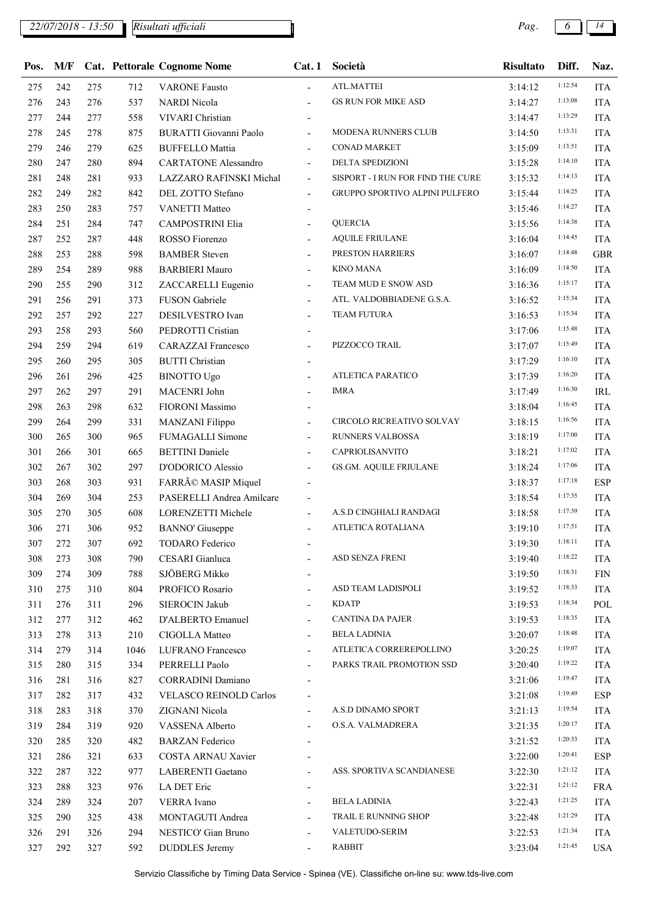| Pos. | M/F | Cat. | Pettorale | Cognome Nome | Cat. 1 | Società | Risultato | Diff. | Naz. |
|---|---|---|---|---|---|---|---|---|---|
| 275 | 242 | 275 | 712 | VARONE Fausto | - | ATL.MATTEI | 3:14:12 | 1:12:54 | ITA |
| 276 | 243 | 276 | 537 | NARDI Nicola | - | GS RUN FOR MIKE ASD | 3:14:27 | 1:13:08 | ITA |
| 277 | 244 | 277 | 558 | VIVARI Christian | - | | 3:14:47 | 1:13:29 | ITA |
| 278 | 245 | 278 | 875 | BURATTI Giovanni Paolo | - | MODENA RUNNERS CLUB | 3:14:50 | 1:13:31 | ITA |
| 279 | 246 | 279 | 625 | BUFFELLO Mattia | - | CONAD MARKET | 3:15:09 | 1:13:51 | ITA |
| 280 | 247 | 280 | 894 | CARTATONE Alessandro | - | DELTA SPEDIZIONI | 3:15:28 | 1:14:10 | ITA |
| 281 | 248 | 281 | 933 | LAZZARO RAFINSKI Michal | - | SISPORT - I RUN FOR FIND THE CURE | 3:15:32 | 1:14:13 | ITA |
| 282 | 249 | 282 | 842 | DEL ZOTTO Stefano | - | GRUPPO SPORTIVO ALPINI PULFERO | 3:15:44 | 1:14:25 | ITA |
| 283 | 250 | 283 | 757 | VANETTI Matteo | - | | 3:15:46 | 1:14:27 | ITA |
| 284 | 251 | 284 | 747 | CAMPOSTRINI Elia | - | QUERCIA | 3:15:56 | 1:14:38 | ITA |
| 287 | 252 | 287 | 448 | ROSSO Fiorenzo | - | AQUILE FRIULANE | 3:16:04 | 1:14:45 | ITA |
| 288 | 253 | 288 | 598 | BAMBER Steven | - | PRESTON HARRIERS | 3:16:07 | 1:14:48 | GBR |
| 289 | 254 | 289 | 988 | BARBIERI Mauro | - | KINO MANA | 3:16:09 | 1:14:50 | ITA |
| 290 | 255 | 290 | 312 | ZACCARELLI Eugenio | - | TEAM MUD E SNOW ASD | 3:16:36 | 1:15:17 | ITA |
| 291 | 256 | 291 | 373 | FUSON Gabriele | - | ATL. VALDOBBIADENE G.S.A. | 3:16:52 | 1:15:34 | ITA |
| 292 | 257 | 292 | 227 | DESILVESTRO Ivan | - | TEAM FUTURA | 3:16:53 | 1:15:34 | ITA |
| 293 | 258 | 293 | 560 | PEDROTTI Cristian | - | | 3:17:06 | 1:15:48 | ITA |
| 294 | 259 | 294 | 619 | CARAZZAI Francesco | - | PIZZOCCO TRAIL | 3:17:07 | 1:15:49 | ITA |
| 295 | 260 | 295 | 305 | BUTTI Christian | - | | 3:17:29 | 1:16:10 | ITA |
| 296 | 261 | 296 | 425 | BINOTTO Ugo | - | ATLETICA PARATICO | 3:17:39 | 1:16:20 | ITA |
| 297 | 262 | 297 | 291 | MACENRI John | - | IMRA | 3:17:49 | 1:16:30 | IRL |
| 298 | 263 | 298 | 632 | FIORONI Massimo | - | | 3:18:04 | 1:16:45 | ITA |
| 299 | 264 | 299 | 331 | MANZANI Filippo | - | CIRCOLO RICREATIVO SOLVAY | 3:18:15 | 1:16:56 | ITA |
| 300 | 265 | 300 | 965 | FUMAGALLI Simone | - | RUNNERS VALBOSSA | 3:18:19 | 1:17:00 | ITA |
| 301 | 266 | 301 | 665 | BETTINI Daniele | - | CAPRIOLISANVITO | 3:18:21 | 1:17:02 | ITA |
| 302 | 267 | 302 | 297 | D'ODORICO Alessio | - | GS.GM. AQUILE FRIULANE | 3:18:24 | 1:17:06 | ITA |
| 303 | 268 | 303 | 931 | FARRÃ© MASIP Miquel | - | | 3:18:37 | 1:17:18 | ESP |
| 304 | 269 | 304 | 253 | PASERELLI Andrea Amilcare | - | | 3:18:54 | 1:17:35 | ITA |
| 305 | 270 | 305 | 608 | LORENZETTI Michele | - | A.S.D CINGHIALI RANDAGI | 3:18:58 | 1:17:39 | ITA |
| 306 | 271 | 306 | 952 | BANNO' Giuseppe | - | ATLETICA ROTALIANA | 3:19:10 | 1:17:51 | ITA |
| 307 | 272 | 307 | 692 | TODARO Federico | - | | 3:19:30 | 1:18:11 | ITA |
| 308 | 273 | 308 | 790 | CESARI Gianluca | - | ASD SENZA FRENI | 3:19:40 | 1:18:22 | ITA |
| 309 | 274 | 309 | 788 | SJÖBERG Mikko | - | | 3:19:50 | 1:18:31 | FIN |
| 310 | 275 | 310 | 804 | PROFICO Rosario | - | ASD TEAM LADISPOLI | 3:19:52 | 1:18:33 | ITA |
| 311 | 276 | 311 | 296 | SIEROCIN Jakub | - | KDATP | 3:19:53 | 1:18:34 | POL |
| 312 | 277 | 312 | 462 | D'ALBERTO Emanuel | - | CANTINA DA PAJER | 3:19:53 | 1:18:35 | ITA |
| 313 | 278 | 313 | 210 | CIGOLLA Matteo | - | BELA LADINIA | 3:20:07 | 1:18:48 | ITA |
| 314 | 279 | 314 | 1046 | LUFRANO Francesco | - | ATLETICA CORREREPOLLINO | 3:20:25 | 1:19:07 | ITA |
| 315 | 280 | 315 | 334 | PERRELLI Paolo | - | PARKS TRAIL PROMOTION SSD | 3:20:40 | 1:19:22 | ITA |
| 316 | 281 | 316 | 827 | CORRADINI Damiano | - | | 3:21:06 | 1:19:47 | ITA |
| 317 | 282 | 317 | 432 | VELASCO REINOLD Carlos | - | | 3:21:08 | 1:19:49 | ESP |
| 318 | 283 | 318 | 370 | ZIGNANI Nicola | - | A.S.D DINAMO SPORT | 3:21:13 | 1:19:54 | ITA |
| 319 | 284 | 319 | 920 | VASSENA Alberto | - | O.S.A. VALMADRERA | 3:21:35 | 1:20:17 | ITA |
| 320 | 285 | 320 | 482 | BARZAN Federico | - | | 3:21:52 | 1:20:33 | ITA |
| 321 | 286 | 321 | 633 | COSTA ARNAU Xavier | - | | 3:22:00 | 1:20:41 | ESP |
| 322 | 287 | 322 | 977 | LABERENTI Gaetano | - | ASS. SPORTIVA SCANDIANESE | 3:22:30 | 1:21:12 | ITA |
| 323 | 288 | 323 | 976 | LA DET Eric | - | | 3:22:31 | 1:21:12 | FRA |
| 324 | 289 | 324 | 207 | VERRA Ivano | - | BELA LADINIA | 3:22:43 | 1:21:25 | ITA |
| 325 | 290 | 325 | 438 | MONTAGUTI Andrea | - | TRAIL E RUNNING SHOP | 3:22:48 | 1:21:29 | ITA |
| 326 | 291 | 326 | 294 | NESTICO' Gian Bruno | - | VALETUDO-SERIM | 3:22:53 | 1:21:34 | ITA |
| 327 | 292 | 327 | 592 | DUDDLES Jeremy | - | RABBIT | 3:23:04 | 1:21:45 | USA |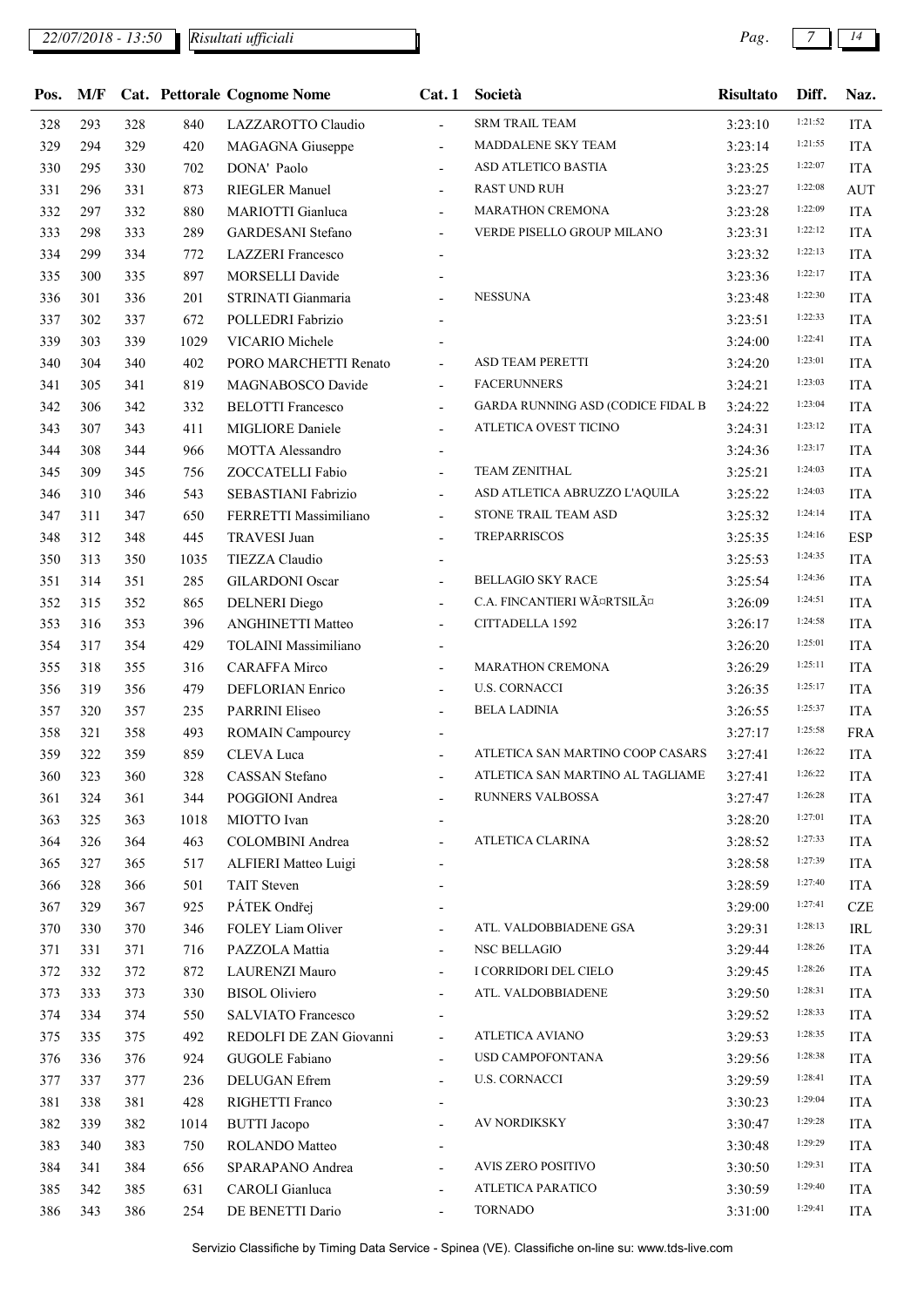| Pos. | M/F | Cat. | Pettorale | Cognome Nome | Cat. 1 | Società | Risultato | Diff. | Naz. |
|---|---|---|---|---|---|---|---|---|---|
| 328 | 293 | 328 | 840 | LAZZAROTTO Claudio | - | SRM TRAIL TEAM | 3:23:10 | 1:21:52 | ITA |
| 329 | 294 | 329 | 420 | MAGAGNA Giuseppe | - | MADDALENE SKY TEAM | 3:23:14 | 1:21:55 | ITA |
| 330 | 295 | 330 | 702 | DONA' Paolo | - | ASD ATLETICO BASTIA | 3:23:25 | 1:22:07 | ITA |
| 331 | 296 | 331 | 873 | RIEGLER Manuel | - | RAST UND RUH | 3:23:27 | 1:22:08 | AUT |
| 332 | 297 | 332 | 880 | MARIOTTI Gianluca | - | MARATHON CREMONA | 3:23:28 | 1:22:09 | ITA |
| 333 | 298 | 333 | 289 | GARDESANI Stefano | - | VERDE PISELLO GROUP MILANO | 3:23:31 | 1:22:12 | ITA |
| 334 | 299 | 334 | 772 | LAZZERI Francesco | - | | 3:23:32 | 1:22:13 | ITA |
| 335 | 300 | 335 | 897 | MORSELLI Davide | - | | 3:23:36 | 1:22:17 | ITA |
| 336 | 301 | 336 | 201 | STRINATI Gianmaria | - | NESSUNA | 3:23:48 | 1:22:30 | ITA |
| 337 | 302 | 337 | 672 | POLLEDRI Fabrizio | - | | 3:23:51 | 1:22:33 | ITA |
| 339 | 303 | 339 | 1029 | VICARIO Michele | - | | 3:24:00 | 1:22:41 | ITA |
| 340 | 304 | 340 | 402 | PORO MARCHETTI Renato | - | ASD TEAM PERETTI | 3:24:20 | 1:23:01 | ITA |
| 341 | 305 | 341 | 819 | MAGNABOSCO Davide | - | FACERUNNERS | 3:24:21 | 1:23:03 | ITA |
| 342 | 306 | 342 | 332 | BELOTTI Francesco | - | GARDA RUNNING ASD (CODICE FIDAL B | 3:24:22 | 1:23:04 | ITA |
| 343 | 307 | 343 | 411 | MIGLIORE Daniele | - | ATLETICA OVEST TICINO | 3:24:31 | 1:23:12 | ITA |
| 344 | 308 | 344 | 966 | MOTTA Alessandro | - | | 3:24:36 | 1:23:17 | ITA |
| 345 | 309 | 345 | 756 | ZOCCATELLI Fabio | - | TEAM ZENITHAL | 3:25:21 | 1:24:03 | ITA |
| 346 | 310 | 346 | 543 | SEBASTIANI Fabrizio | - | ASD ATLETICA ABRUZZO L'AQUILA | 3:25:22 | 1:24:03 | ITA |
| 347 | 311 | 347 | 650 | FERRETTI Massimiliano | - | STONE TRAIL TEAM ASD | 3:25:32 | 1:24:14 | ITA |
| 348 | 312 | 348 | 445 | TRAVESI Juan | - | TREPARRISCOS | 3:25:35 | 1:24:16 | ESP |
| 350 | 313 | 350 | 1035 | TIEZZA Claudio | - | | 3:25:53 | 1:24:35 | ITA |
| 351 | 314 | 351 | 285 | GILARDONI Oscar | - | BELLAGIO SKY RACE | 3:25:54 | 1:24:36 | ITA |
| 352 | 315 | 352 | 865 | DELNERI Diego | - | C.A. FINCANTIERI WÃ¤RTSILÃ¤ | 3:26:09 | 1:24:51 | ITA |
| 353 | 316 | 353 | 396 | ANGHINETTI Matteo | - | CITTADELLA 1592 | 3:26:17 | 1:24:58 | ITA |
| 354 | 317 | 354 | 429 | TOLAINI Massimiliano | - | | 3:26:20 | 1:25:01 | ITA |
| 355 | 318 | 355 | 316 | CARAFFA Mirco | - | MARATHON CREMONA | 3:26:29 | 1:25:11 | ITA |
| 356 | 319 | 356 | 479 | DEFLORIAN Enrico | - | U.S. CORNACCI | 3:26:35 | 1:25:17 | ITA |
| 357 | 320 | 357 | 235 | PARRINI Eliseo | - | BELA LADINIA | 3:26:55 | 1:25:37 | ITA |
| 358 | 321 | 358 | 493 | ROMAIN Campourcy | - | | 3:27:17 | 1:25:58 | FRA |
| 359 | 322 | 359 | 859 | CLEVA Luca | - | ATLETICA SAN MARTINO COOP CASARS | 3:27:41 | 1:26:22 | ITA |
| 360 | 323 | 360 | 328 | CASSAN Stefano | - | ATLETICA SAN MARTINO AL TAGLIAME | 3:27:41 | 1:26:22 | ITA |
| 361 | 324 | 361 | 344 | POGGIONI Andrea | - | RUNNERS VALBOSSA | 3:27:47 | 1:26:28 | ITA |
| 363 | 325 | 363 | 1018 | MIOTTO Ivan | - | | 3:28:20 | 1:27:01 | ITA |
| 364 | 326 | 364 | 463 | COLOMBINI Andrea | - | ATLETICA CLARINA | 3:28:52 | 1:27:33 | ITA |
| 365 | 327 | 365 | 517 | ALFIERI Matteo Luigi | - | | 3:28:58 | 1:27:39 | ITA |
| 366 | 328 | 366 | 501 | TAIT Steven | - | | 3:28:59 | 1:27:40 | ITA |
| 367 | 329 | 367 | 925 | PÁTEK Ondřej | - | | 3:29:00 | 1:27:41 | CZE |
| 370 | 330 | 370 | 346 | FOLEY Liam Oliver | - | ATL. VALDOBBIADENE GSA | 3:29:31 | 1:28:13 | IRL |
| 371 | 331 | 371 | 716 | PAZZOLA Mattia | - | NSC BELLAGIO | 3:29:44 | 1:28:26 | ITA |
| 372 | 332 | 372 | 872 | LAURENZI Mauro | - | I CORRIDORI DEL CIELO | 3:29:45 | 1:28:26 | ITA |
| 373 | 333 | 373 | 330 | BISOL Oliviero | - | ATL. VALDOBBIADENE | 3:29:50 | 1:28:31 | ITA |
| 374 | 334 | 374 | 550 | SALVIATO Francesco | - | | 3:29:52 | 1:28:33 | ITA |
| 375 | 335 | 375 | 492 | REDOLFI DE ZAN Giovanni | - | ATLETICA AVIANO | 3:29:53 | 1:28:35 | ITA |
| 376 | 336 | 376 | 924 | GUGOLE Fabiano | - | USD CAMPOFONTANA | 3:29:56 | 1:28:38 | ITA |
| 377 | 337 | 377 | 236 | DELUGAN Efrem | - | U.S. CORNACCI | 3:29:59 | 1:28:41 | ITA |
| 381 | 338 | 381 | 428 | RIGHETTI Franco | - | | 3:30:23 | 1:29:04 | ITA |
| 382 | 339 | 382 | 1014 | BUTTI Jacopo | - | AV NORDIKSKY | 3:30:47 | 1:29:28 | ITA |
| 383 | 340 | 383 | 750 | ROLANDO Matteo | - | | 3:30:48 | 1:29:29 | ITA |
| 384 | 341 | 384 | 656 | SPARAPANO Andrea | - | AVIS ZERO POSITIVO | 3:30:50 | 1:29:31 | ITA |
| 385 | 342 | 385 | 631 | CAROLI Gianluca | - | ATLETICA PARATICO | 3:30:59 | 1:29:40 | ITA |
| 386 | 343 | 386 | 254 | DE BENETTI Dario | - | TORNADO | 3:31:00 | 1:29:41 | ITA |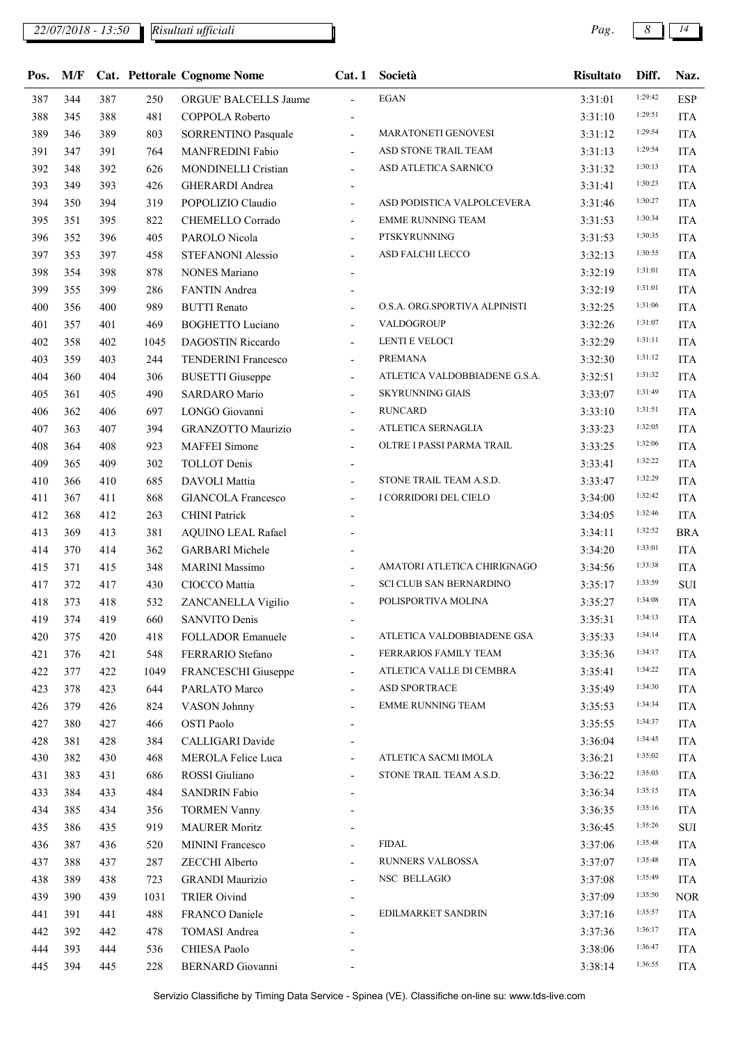| Pos. | M/F | Cat. | Pettorale | Cognome Nome | Cat. 1 | Società | Risultato | Diff. | Naz. |
|---|---|---|---|---|---|---|---|---|---|
| 387 | 344 | 387 | 250 | ORGUE' BALCELLS Jaume | - | EGAN | 3:31:01 | 1:29:42 | ESP |
| 388 | 345 | 388 | 481 | COPPOLA Roberto | - | | 3:31:10 | 1:29:51 | ITA |
| 389 | 346 | 389 | 803 | SORRENTINO Pasquale | - | MARATONETI GENOVESI | 3:31:12 | 1:29:54 | ITA |
| 391 | 347 | 391 | 764 | MANFREDINI Fabio | - | ASD STONE TRAIL TEAM | 3:31:13 | 1:29:54 | ITA |
| 392 | 348 | 392 | 626 | MONDINELLI Cristian | - | ASD ATLETICA SARNICO | 3:31:32 | 1:30:13 | ITA |
| 393 | 349 | 393 | 426 | GHERARDI Andrea | - | | 3:31:41 | 1:30:23 | ITA |
| 394 | 350 | 394 | 319 | POPOLIZIO Claudio | - | ASD PODISTICA VALPOLCEVERA | 3:31:46 | 1:30:27 | ITA |
| 395 | 351 | 395 | 822 | CHEMELLO Corrado | - | EMME RUNNING TEAM | 3:31:53 | 1:30:34 | ITA |
| 396 | 352 | 396 | 405 | PAROLO Nicola | - | PTSKYRUNNING | 3:31:53 | 1:30:35 | ITA |
| 397 | 353 | 397 | 458 | STEFANONI Alessio | - | ASD FALCHI LECCO | 3:32:13 | 1:30:55 | ITA |
| 398 | 354 | 398 | 878 | NONES Mariano | - | | 3:32:19 | 1:31:01 | ITA |
| 399 | 355 | 399 | 286 | FANTIN Andrea | - | | 3:32:19 | 1:31:01 | ITA |
| 400 | 356 | 400 | 989 | BUTTI Renato | - | O.S.A. ORG.SPORTIVA ALPINISTI | 3:32:25 | 1:31:06 | ITA |
| 401 | 357 | 401 | 469 | BOGHETTO Luciano | - | VALDOGROUP | 3:32:26 | 1:31:07 | ITA |
| 402 | 358 | 402 | 1045 | DAGOSTIN Riccardo | - | LENTI E VELOCI | 3:32:29 | 1:31:11 | ITA |
| 403 | 359 | 403 | 244 | TENDERINI Francesco | - | PREMANA | 3:32:30 | 1:31:12 | ITA |
| 404 | 360 | 404 | 306 | BUSETTI Giuseppe | - | ATLETICA VALDOBBIADENE G.S.A. | 3:32:51 | 1:31:32 | ITA |
| 405 | 361 | 405 | 490 | SARDARO Mario | - | SKYRUNNING GIAIS | 3:33:07 | 1:31:49 | ITA |
| 406 | 362 | 406 | 697 | LONGO Giovanni | - | RUNCARD | 3:33:10 | 1:31:51 | ITA |
| 407 | 363 | 407 | 394 | GRANZOTTO Maurizio | - | ATLETICA SERNAGLIA | 3:33:23 | 1:32:05 | ITA |
| 408 | 364 | 408 | 923 | MAFFEI Simone | - | OLTRE I PASSI PARMA TRAIL | 3:33:25 | 1:32:06 | ITA |
| 409 | 365 | 409 | 302 | TOLLOT Denis | - | | 3:33:41 | 1:32:22 | ITA |
| 410 | 366 | 410 | 685 | DAVOLI Mattia | - | STONE TRAIL TEAM A.S.D. | 3:33:47 | 1:32:29 | ITA |
| 411 | 367 | 411 | 868 | GIANCOLA Francesco | - | I CORRIDORI DEL CIELO | 3:34:00 | 1:32:42 | ITA |
| 412 | 368 | 412 | 263 | CHINI Patrick | - | | 3:34:05 | 1:32:46 | ITA |
| 413 | 369 | 413 | 381 | AQUINO LEAL Rafael | - | | 3:34:11 | 1:32:52 | BRA |
| 414 | 370 | 414 | 362 | GARBARI Michele | - | | 3:34:20 | 1:33:01 | ITA |
| 415 | 371 | 415 | 348 | MARINI Massimo | - | AMATORI ATLETICA CHIRIGNAGO | 3:34:56 | 1:33:38 | ITA |
| 417 | 372 | 417 | 430 | CIOCCO Mattia | - | SCI CLUB SAN BERNARDINO | 3:35:17 | 1:33:59 | SUI |
| 418 | 373 | 418 | 532 | ZANCANELLA Vigilio | - | POLISPORTIVA MOLINA | 3:35:27 | 1:34:08 | ITA |
| 419 | 374 | 419 | 660 | SANVITO Denis | - | | 3:35:31 | 1:34:13 | ITA |
| 420 | 375 | 420 | 418 | FOLLADOR Emanuele | - | ATLETICA VALDOBBIADENE GSA | 3:35:33 | 1:34:14 | ITA |
| 421 | 376 | 421 | 548 | FERRARIO Stefano | - | FERRARIOS FAMILY TEAM | 3:35:36 | 1:34:17 | ITA |
| 422 | 377 | 422 | 1049 | FRANCESCHI Giuseppe | - | ATLETICA VALLE DI CEMBRA | 3:35:41 | 1:34:22 | ITA |
| 423 | 378 | 423 | 644 | PARLATO Marco | - | ASD SPORTRACE | 3:35:49 | 1:34:30 | ITA |
| 426 | 379 | 426 | 824 | VASON Johnny | - | EMME RUNNING TEAM | 3:35:53 | 1:34:34 | ITA |
| 427 | 380 | 427 | 466 | OSTI Paolo | - | | 3:35:55 | 1:34:37 | ITA |
| 428 | 381 | 428 | 384 | CALLIGARI Davide | - | | 3:36:04 | 1:34:45 | ITA |
| 430 | 382 | 430 | 468 | MEROLA Felice Luca | - | ATLETICA SACMI IMOLA | 3:36:21 | 1:35:02 | ITA |
| 431 | 383 | 431 | 686 | ROSSI Giuliano | - | STONE TRAIL TEAM A.S.D. | 3:36:22 | 1:35:03 | ITA |
| 433 | 384 | 433 | 484 | SANDRIN Fabio | - | | 3:36:34 | 1:35:15 | ITA |
| 434 | 385 | 434 | 356 | TORMEN Vanny | - | | 3:36:35 | 1:35:16 | ITA |
| 435 | 386 | 435 | 919 | MAURER Moritz | - | | 3:36:45 | 1:35:26 | SUI |
| 436 | 387 | 436 | 520 | MININI Francesco | - | FIDAL | 3:37:06 | 1:35:48 | ITA |
| 437 | 388 | 437 | 287 | ZECCHI Alberto | - | RUNNERS VALBOSSA | 3:37:07 | 1:35:48 | ITA |
| 438 | 389 | 438 | 723 | GRANDI Maurizio | - | NSC BELLAGIO | 3:37:08 | 1:35:49 | ITA |
| 439 | 390 | 439 | 1031 | TRIER Oivind | - | | 3:37:09 | 1:35:50 | NOR |
| 441 | 391 | 441 | 488 | FRANCO Daniele | - | EDILMARKET SANDRIN | 3:37:16 | 1:35:57 | ITA |
| 442 | 392 | 442 | 478 | TOMASI Andrea | - | | 3:37:36 | 1:36:17 | ITA |
| 444 | 393 | 444 | 536 | CHIESA Paolo | - | | 3:38:06 | 1:36:47 | ITA |
| 445 | 394 | 445 | 228 | BERNARD Giovanni | - | | 3:38:14 | 1:36:55 | ITA |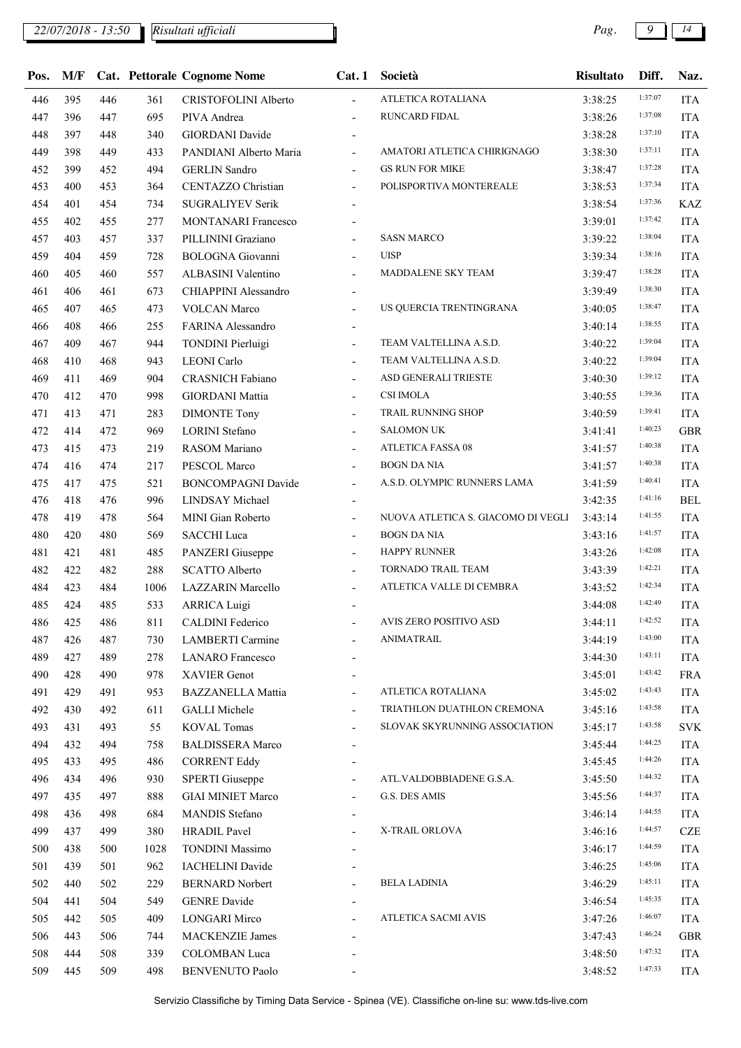22/07/2018 - 13:50 *Risultati ufficiali*

| Pos. | M/F | Cat. | Pettorale | Cognome Nome | Cat. 1 | Società | Risultato | Diff. | Naz. |
|---|---|---|---|---|---|---|---|---|---|
| 446 | 395 | 446 | 361 | CRISTOFOLINI Alberto | - | ATLETICA ROTALIANA | 3:38:25 | 1:37:07 | ITA |
| 447 | 396 | 447 | 695 | PIVA Andrea | - | RUNCARD FIDAL | 3:38:26 | 1:37:08 | ITA |
| 448 | 397 | 448 | 340 | GIORDANI Davide | - | | 3:38:28 | 1:37:10 | ITA |
| 449 | 398 | 449 | 433 | PANDIANI Alberto Maria | - | AMATORI ATLETICA CHIRIGNAGO | 3:38:30 | 1:37:11 | ITA |
| 452 | 399 | 452 | 494 | GERLIN Sandro | - | GS RUN FOR MIKE | 3:38:47 | 1:37:28 | ITA |
| 453 | 400 | 453 | 364 | CENTAZZO Christian | - | POLISPORTIVA MONTEREALE | 3:38:53 | 1:37:34 | ITA |
| 454 | 401 | 454 | 734 | SUGRALIYEV Serik | - | | 3:38:54 | 1:37:36 | KAZ |
| 455 | 402 | 455 | 277 | MONTANARI Francesco | - | | 3:39:01 | 1:37:42 | ITA |
| 457 | 403 | 457 | 337 | PILLININI Graziano | - | SASN MARCO | 3:39:22 | 1:38:04 | ITA |
| 459 | 404 | 459 | 728 | BOLOGNA Giovanni | - | UISP | 3:39:34 | 1:38:16 | ITA |
| 460 | 405 | 460 | 557 | ALBASINI Valentino | - | MADDALENE SKY TEAM | 3:39:47 | 1:38:28 | ITA |
| 461 | 406 | 461 | 673 | CHIAPPINI Alessandro | - | | 3:39:49 | 1:38:30 | ITA |
| 465 | 407 | 465 | 473 | VOLCAN Marco | - | US QUERCIA TRENTINGRANA | 3:40:05 | 1:38:47 | ITA |
| 466 | 408 | 466 | 255 | FARINA Alessandro | - | | 3:40:14 | 1:38:55 | ITA |
| 467 | 409 | 467 | 944 | TONDINI Pierluigi | - | TEAM VALTELLINA A.S.D. | 3:40:22 | 1:39:04 | ITA |
| 468 | 410 | 468 | 943 | LEONI Carlo | - | TEAM VALTELLINA A.S.D. | 3:40:22 | 1:39:04 | ITA |
| 469 | 411 | 469 | 904 | CRASNICH Fabiano | - | ASD GENERALI TRIESTE | 3:40:30 | 1:39:12 | ITA |
| 470 | 412 | 470 | 998 | GIORDANI Mattia | - | CSI IMOLA | 3:40:55 | 1:39:36 | ITA |
| 471 | 413 | 471 | 283 | DIMONTE Tony | - | TRAIL RUNNING SHOP | 3:40:59 | 1:39:41 | ITA |
| 472 | 414 | 472 | 969 | LORINI Stefano | - | SALOMON UK | 3:41:41 | 1:40:23 | GBR |
| 473 | 415 | 473 | 219 | RASOM Mariano | - | ATLETICA FASSA 08 | 3:41:57 | 1:40:38 | ITA |
| 474 | 416 | 474 | 217 | PESCOL Marco | - | BOGN DA NIA | 3:41:57 | 1:40:38 | ITA |
| 475 | 417 | 475 | 521 | BONCOMPAGNI Davide | - | A.S.D. OLYMPIC RUNNERS LAMA | 3:41:59 | 1:40:41 | ITA |
| 476 | 418 | 476 | 996 | LINDSAY Michael | - | | 3:42:35 | 1:41:16 | BEL |
| 478 | 419 | 478 | 564 | MINI Gian Roberto | - | NUOVA ATLETICA S. GIACOMO DI VEGLI | 3:43:14 | 1:41:55 | ITA |
| 480 | 420 | 480 | 569 | SACCHI Luca | - | BOGN DA NIA | 3:43:16 | 1:41:57 | ITA |
| 481 | 421 | 481 | 485 | PANZERI Giuseppe | - | HAPPY RUNNER | 3:43:26 | 1:42:08 | ITA |
| 482 | 422 | 482 | 288 | SCATTO Alberto | - | TORNADO TRAIL TEAM | 3:43:39 | 1:42:21 | ITA |
| 484 | 423 | 484 | 1006 | LAZZARIN Marcello | - | ATLETICA VALLE DI CEMBRA | 3:43:52 | 1:42:34 | ITA |
| 485 | 424 | 485 | 533 | ARRICA Luigi | - | | 3:44:08 | 1:42:49 | ITA |
| 486 | 425 | 486 | 811 | CALDINI Federico | - | AVIS ZERO POSITIVO ASD | 3:44:11 | 1:42:52 | ITA |
| 487 | 426 | 487 | 730 | LAMBERTI Carmine | - | ANIMATRAIL | 3:44:19 | 1:43:00 | ITA |
| 489 | 427 | 489 | 278 | LANARO Francesco | - | | 3:44:30 | 1:43:11 | ITA |
| 490 | 428 | 490 | 978 | XAVIER Genot | - | | 3:45:01 | 1:43:42 | FRA |
| 491 | 429 | 491 | 953 | BAZZANELLA Mattia | - | ATLETICA ROTALIANA | 3:45:02 | 1:43:43 | ITA |
| 492 | 430 | 492 | 611 | GALLI Michele | - | TRIATHLON DUATHLON CREMONA | 3:45:16 | 1:43:58 | ITA |
| 493 | 431 | 493 | 55 | KOVAL Tomas | - | SLOVAK SKYRUNNING ASSOCIATION | 3:45:17 | 1:43:58 | SVK |
| 494 | 432 | 494 | 758 | BALDISSERA Marco | - | | 3:45:44 | 1:44:25 | ITA |
| 495 | 433 | 495 | 486 | CORRENT Eddy | - | | 3:45:45 | 1:44:26 | ITA |
| 496 | 434 | 496 | 930 | SPERTI Giuseppe | - | ATL.VALDOBBIADENE G.S.A. | 3:45:50 | 1:44:32 | ITA |
| 497 | 435 | 497 | 888 | GIAI MINIET Marco | - | G.S. DES AMIS | 3:45:56 | 1:44:37 | ITA |
| 498 | 436 | 498 | 684 | MANDIS Stefano | - | | 3:46:14 | 1:44:55 | ITA |
| 499 | 437 | 499 | 380 | HRADIL Pavel | - | X-TRAIL ORLOVA | 3:46:16 | 1:44:57 | CZE |
| 500 | 438 | 500 | 1028 | TONDINI Massimo | - | | 3:46:17 | 1:44:59 | ITA |
| 501 | 439 | 501 | 962 | IACHELINI Davide | - | | 3:46:25 | 1:45:06 | ITA |
| 502 | 440 | 502 | 229 | BERNARD Norbert | - | BELA LADINIA | 3:46:29 | 1:45:11 | ITA |
| 504 | 441 | 504 | 549 | GENRE Davide | - | | 3:46:54 | 1:45:35 | ITA |
| 505 | 442 | 505 | 409 | LONGARI Mirco | - | ATLETICA SACMI AVIS | 3:47:26 | 1:46:07 | ITA |
| 506 | 443 | 506 | 744 | MACKENZIE James | - | | 3:47:43 | 1:46:24 | GBR |
| 508 | 444 | 508 | 339 | COLOMBAN Luca | - | | 3:48:50 | 1:47:32 | ITA |
| 509 | 445 | 509 | 498 | BENVENUTO Paolo | - | | 3:48:52 | 1:47:33 | ITA |

Servizio Classifiche by Timing Data Service - Spinea (VE). Classifiche on-line su: www.tds-live.com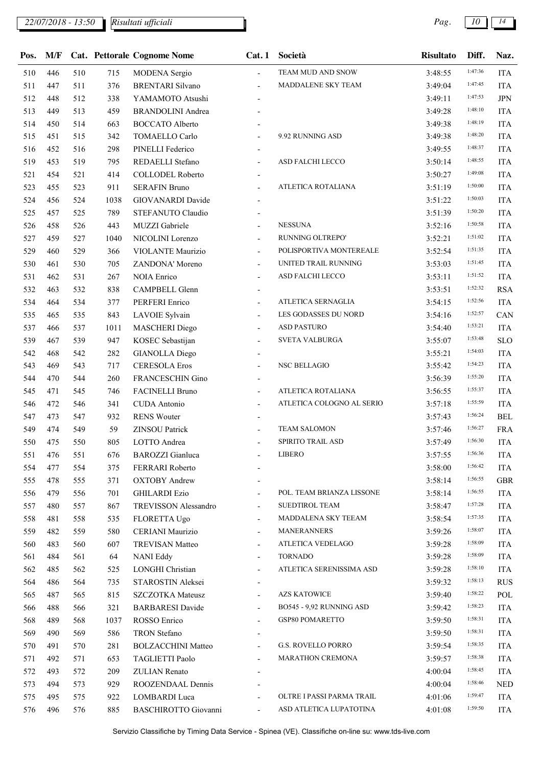| Pos. | M/F | Cat. | Pettorale | Cognome Nome | Cat. 1 | Società | Risultato | Diff. | Naz. |
|---|---|---|---|---|---|---|---|---|---|
| 510 | 446 | 510 | 715 | MODENA Sergio | - | TEAM MUD AND SNOW | 3:48:55 | 1:47:36 | ITA |
| 511 | 447 | 511 | 376 | BRENTARI Silvano | - | MADDALENE SKY TEAM | 3:49:04 | 1:47:45 | ITA |
| 512 | 448 | 512 | 338 | YAMAMOTO Atsushi | - | | 3:49:11 | 1:47:53 | JPN |
| 513 | 449 | 513 | 459 | BRANDOLINI Andrea | - | | 3:49:28 | 1:48:10 | ITA |
| 514 | 450 | 514 | 663 | BOCCATO Alberto | - | | 3:49:38 | 1:48:19 | ITA |
| 515 | 451 | 515 | 342 | TOMAELLO Carlo | - | 9.92 RUNNING ASD | 3:49:38 | 1:48:20 | ITA |
| 516 | 452 | 516 | 298 | PINELLI Federico | - | | 3:49:55 | 1:48:37 | ITA |
| 519 | 453 | 519 | 795 | REDAELLI Stefano | - | ASD FALCHI LECCO | 3:50:14 | 1:48:55 | ITA |
| 521 | 454 | 521 | 414 | COLLODEL Roberto | - | | 3:50:27 | 1:49:08 | ITA |
| 523 | 455 | 523 | 911 | SERAFIN Bruno | - | ATLETICA ROTALIANA | 3:51:19 | 1:50:00 | ITA |
| 524 | 456 | 524 | 1038 | GIOVANARDI Davide | - | | 3:51:22 | 1:50:03 | ITA |
| 525 | 457 | 525 | 789 | STEFANUTO Claudio | - | | 3:51:39 | 1:50:20 | ITA |
| 526 | 458 | 526 | 443 | MUZZI Gabriele | - | NESSUNA | 3:52:16 | 1:50:58 | ITA |
| 527 | 459 | 527 | 1040 | NICOLINI Lorenzo | - | RUNNING OLTREPO' | 3:52:21 | 1:51:02 | ITA |
| 529 | 460 | 529 | 366 | VIOLANTE Maurizio | - | POLISPORTIVA MONTEREALE | 3:52:54 | 1:51:35 | ITA |
| 530 | 461 | 530 | 705 | ZANDONA' Moreno | - | UNITED TRAIL RUNNING | 3:53:03 | 1:51:45 | ITA |
| 531 | 462 | 531 | 267 | NOIA Enrico | - | ASD FALCHI LECCO | 3:53:11 | 1:51:52 | ITA |
| 532 | 463 | 532 | 838 | CAMPBELL Glenn | - | | 3:53:51 | 1:52:32 | RSA |
| 534 | 464 | 534 | 377 | PERFERI Enrico | - | ATLETICA SERNAGLIA | 3:54:15 | 1:52:56 | ITA |
| 535 | 465 | 535 | 843 | LAVOIE Sylvain | - | LES GODASSES DU NORD | 3:54:16 | 1:52:57 | CAN |
| 537 | 466 | 537 | 1011 | MASCHERI Diego | - | ASD PASTURO | 3:54:40 | 1:53:21 | ITA |
| 539 | 467 | 539 | 947 | KOSEC Sebastijan | - | SVETA VALBURGA | 3:55:07 | 1:53:48 | SLO |
| 542 | 468 | 542 | 282 | GIANOLLA Diego | - | | 3:55:21 | 1:54:03 | ITA |
| 543 | 469 | 543 | 717 | CERESOLA Eros | - | NSC BELLAGIO | 3:55:42 | 1:54:23 | ITA |
| 544 | 470 | 544 | 260 | FRANCESCHIN Gino | - | | 3:56:39 | 1:55:20 | ITA |
| 545 | 471 | 545 | 746 | FACINELLI Bruno | - | ATLETICA ROTALIANA | 3:56:55 | 1:55:37 | ITA |
| 546 | 472 | 546 | 341 | CUDA Antonio | - | ATLETICA COLOGNO AL SERIO | 3:57:18 | 1:55:59 | ITA |
| 547 | 473 | 547 | 932 | RENS Wouter | - | | 3:57:43 | 1:56:24 | BEL |
| 549 | 474 | 549 | 59 | ZINSOU Patrick | - | TEAM SALOMON | 3:57:46 | 1:56:27 | FRA |
| 550 | 475 | 550 | 805 | LOTTO Andrea | - | SPIRITO TRAIL ASD | 3:57:49 | 1:56:30 | ITA |
| 551 | 476 | 551 | 676 | BAROZZI Gianluca | - | LIBERO | 3:57:55 | 1:56:36 | ITA |
| 554 | 477 | 554 | 375 | FERRARI Roberto | - | | 3:58:00 | 1:56:42 | ITA |
| 555 | 478 | 555 | 371 | OXTOBY Andrew | - | | 3:58:14 | 1:56:55 | GBR |
| 556 | 479 | 556 | 701 | GHILARDI Ezio | - | POL. TEAM BRIANZA LISSONE | 3:58:14 | 1:56:55 | ITA |
| 557 | 480 | 557 | 867 | TREVISSON Alessandro | - | SUEDTIROL TEAM | 3:58:47 | 1:57:28 | ITA |
| 558 | 481 | 558 | 535 | FLORETTA Ugo | - | MADDALENA SKY TEEAM | 3:58:54 | 1:57:35 | ITA |
| 559 | 482 | 559 | 580 | CERIANI Maurizio | - | MANERANNERS | 3:59:26 | 1:58:07 | ITA |
| 560 | 483 | 560 | 607 | TREVISAN Matteo | - | ATLETICA VEDELAGO | 3:59:28 | 1:58:09 | ITA |
| 561 | 484 | 561 | 64 | NANI Eddy | - | TORNADO | 3:59:28 | 1:58:09 | ITA |
| 562 | 485 | 562 | 525 | LONGHI Christian | - | ATLETICA SERENISSIMA ASD | 3:59:28 | 1:58:10 | ITA |
| 564 | 486 | 564 | 735 | STAROSTIN Aleksei | - | | 3:59:32 | 1:58:13 | RUS |
| 565 | 487 | 565 | 815 | SZCZOTKA Mateusz | - | AZS KATOWICE | 3:59:40 | 1:58:22 | POL |
| 566 | 488 | 566 | 321 | BARBARESI Davide | - | BO545 - 9,92 RUNNING ASD | 3:59:42 | 1:58:23 | ITA |
| 568 | 489 | 568 | 1037 | ROSSO Enrico | - | GSP80 POMARETTO | 3:59:50 | 1:58:31 | ITA |
| 569 | 490 | 569 | 586 | TRON Stefano | - | | 3:59:50 | 1:58:31 | ITA |
| 570 | 491 | 570 | 281 | BOLZACCHINI Matteo | - | G.S. ROVELLO PORRO | 3:59:54 | 1:58:35 | ITA |
| 571 | 492 | 571 | 653 | TAGLIETTI Paolo | - | MARATHON CREMONA | 3:59:57 | 1:58:38 | ITA |
| 572 | 493 | 572 | 209 | ZULIAN Renato | - | | 4:00:04 | 1:58:45 | ITA |
| 573 | 494 | 573 | 929 | ROOZENDAAL Dennis | - | | 4:00:04 | 1:58:46 | NED |
| 575 | 495 | 575 | 922 | LOMBARDI Luca | - | OLTRE I PASSI PARMA TRAIL | 4:01:06 | 1:59:47 | ITA |
| 576 | 496 | 576 | 885 | BASCHIROTTO Giovanni | - | ASD ATLETICA LUPATOTINA | 4:01:08 | 1:59:50 | ITA |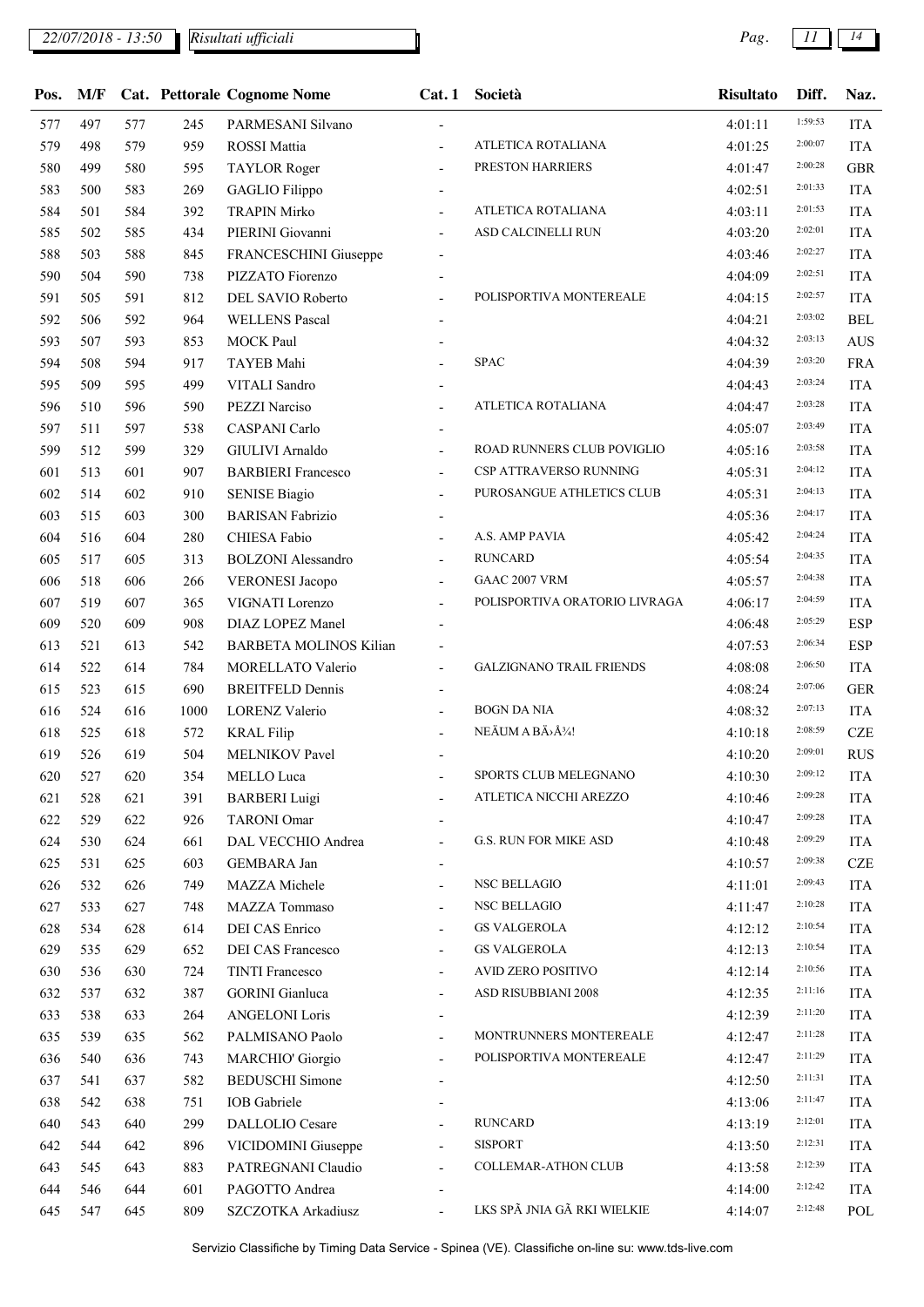| Pos. | M/F | Cat. | Pettorale | Cognome Nome | Cat. 1 | Società | Risultato | Diff. | Naz. |
|---|---|---|---|---|---|---|---|---|---|
| 577 | 497 | 577 | 245 | PARMESANI Silvano | - | | 4:01:11 | 1:59:53 | ITA |
| 579 | 498 | 579 | 959 | ROSSI Mattia | - | ATLETICA ROTALIANA | 4:01:25 | 2:00:07 | ITA |
| 580 | 499 | 580 | 595 | TAYLOR Roger | - | PRESTON HARRIERS | 4:01:47 | 2:00:28 | GBR |
| 583 | 500 | 583 | 269 | GAGLIO Filippo | - | | 4:02:51 | 2:01:33 | ITA |
| 584 | 501 | 584 | 392 | TRAPIN Mirko | - | ATLETICA ROTALIANA | 4:03:11 | 2:01:53 | ITA |
| 585 | 502 | 585 | 434 | PIERINI Giovanni | - | ASD CALCINELLI RUN | 4:03:20 | 2:02:01 | ITA |
| 588 | 503 | 588 | 845 | FRANCESCHINI Giuseppe | - | | 4:03:46 | 2:02:27 | ITA |
| 590 | 504 | 590 | 738 | PIZZATO Fiorenzo | - | | 4:04:09 | 2:02:51 | ITA |
| 591 | 505 | 591 | 812 | DEL SAVIO Roberto | - | POLISPORTIVA MONTEREALE | 4:04:15 | 2:02:57 | ITA |
| 592 | 506 | 592 | 964 | WELLENS Pascal | - | | 4:04:21 | 2:03:02 | BEL |
| 593 | 507 | 593 | 853 | MOCK Paul | - | | 4:04:32 | 2:03:13 | AUS |
| 594 | 508 | 594 | 917 | TAYEB Mahi | - | SPAC | 4:04:39 | 2:03:20 | FRA |
| 595 | 509 | 595 | 499 | VITALI Sandro | - | | 4:04:43 | 2:03:24 | ITA |
| 596 | 510 | 596 | 590 | PEZZI Narciso | - | ATLETICA ROTALIANA | 4:04:47 | 2:03:28 | ITA |
| 597 | 511 | 597 | 538 | CASPANI Carlo | - | | 4:05:07 | 2:03:49 | ITA |
| 599 | 512 | 599 | 329 | GIULIVI Arnaldo | - | ROAD RUNNERS CLUB POVIGLIO | 4:05:16 | 2:03:58 | ITA |
| 601 | 513 | 601 | 907 | BARBIERI Francesco | - | CSP ATTRAVERSO RUNNING | 4:05:31 | 2:04:12 | ITA |
| 602 | 514 | 602 | 910 | SENISE Biagio | - | PUROSANGUE ATHLETICS CLUB | 4:05:31 | 2:04:13 | ITA |
| 603 | 515 | 603 | 300 | BARISAN Fabrizio | - | | 4:05:36 | 2:04:17 | ITA |
| 604 | 516 | 604 | 280 | CHIESA Fabio | - | A.S. AMP PAVIA | 4:05:42 | 2:04:24 | ITA |
| 605 | 517 | 605 | 313 | BOLZONI Alessandro | - | RUNCARD | 4:05:54 | 2:04:35 | ITA |
| 606 | 518 | 606 | 266 | VERONESI Jacopo | - | GAAC 2007 VRM | 4:05:57 | 2:04:38 | ITA |
| 607 | 519 | 607 | 365 | VIGNATI Lorenzo | - | POLISPORTIVA ORATORIO LIVRAGA | 4:06:17 | 2:04:59 | ITA |
| 609 | 520 | 609 | 908 | DIAZ LOPEZ Manel | - | | 4:06:48 | 2:05:29 | ESP |
| 613 | 521 | 613 | 542 | BARBETA MOLINOS Kilian | - | | 4:07:53 | 2:06:34 | ESP |
| 614 | 522 | 614 | 784 | MORELLATO Valerio | - | GALZIGNANO TRAIL FRIENDS | 4:08:08 | 2:06:50 | ITA |
| 615 | 523 | 615 | 690 | BREITFELD Dennis | - | | 4:08:24 | 2:07:06 | GER |
| 616 | 524 | 616 | 1000 | LORENZ Valerio | - | BOGN DA NIA | 4:08:32 | 2:07:13 | ITA |
| 618 | 525 | 618 | 572 | KRAL Filip | - | NEÄUM A BÄ›Å¾! | 4:10:18 | 2:08:59 | CZE |
| 619 | 526 | 619 | 504 | MELNIKOV Pavel | - | | 4:10:20 | 2:09:01 | RUS |
| 620 | 527 | 620 | 354 | MELLO Luca | - | SPORTS CLUB MELEGNANO | 4:10:30 | 2:09:12 | ITA |
| 621 | 528 | 621 | 391 | BARBERI Luigi | - | ATLETICA NICCHI AREZZO | 4:10:46 | 2:09:28 | ITA |
| 622 | 529 | 622 | 926 | TARONI Omar | - | | 4:10:47 | 2:09:28 | ITA |
| 624 | 530 | 624 | 661 | DAL VECCHIO Andrea | - | G.S. RUN FOR MIKE ASD | 4:10:48 | 2:09:29 | ITA |
| 625 | 531 | 625 | 603 | GEMBARA Jan | - | | 4:10:57 | 2:09:38 | CZE |
| 626 | 532 | 626 | 749 | MAZZA Michele | - | NSC BELLAGIO | 4:11:01 | 2:09:43 | ITA |
| 627 | 533 | 627 | 748 | MAZZA Tommaso | - | NSC BELLAGIO | 4:11:47 | 2:10:28 | ITA |
| 628 | 534 | 628 | 614 | DEI CAS Enrico | - | GS VALGEROLA | 4:12:12 | 2:10:54 | ITA |
| 629 | 535 | 629 | 652 | DEI CAS Francesco | - | GS VALGEROLA | 4:12:13 | 2:10:54 | ITA |
| 630 | 536 | 630 | 724 | TINTI Francesco | - | AVID ZERO POSITIVO | 4:12:14 | 2:10:56 | ITA |
| 632 | 537 | 632 | 387 | GORINI Gianluca | - | ASD RISUBBIANI 2008 | 4:12:35 | 2:11:16 | ITA |
| 633 | 538 | 633 | 264 | ANGELONI Loris | - | | 4:12:39 | 2:11:20 | ITA |
| 635 | 539 | 635 | 562 | PALMISANO Paolo | - | MONTRUNNERS MONTEREALE | 4:12:47 | 2:11:28 | ITA |
| 636 | 540 | 636 | 743 | MARCHIO' Giorgio | - | POLISPORTIVA MONTEREALE | 4:12:47 | 2:11:29 | ITA |
| 637 | 541 | 637 | 582 | BEDUSCHI Simone | - | | 4:12:50 | 2:11:31 | ITA |
| 638 | 542 | 638 | 751 | IOB Gabriele | - | | 4:13:06 | 2:11:47 | ITA |
| 640 | 543 | 640 | 299 | DALLOLIO Cesare | - | RUNCARD | 4:13:19 | 2:12:01 | ITA |
| 642 | 544 | 642 | 896 | VICIDOMINI Giuseppe | - | SISPORT | 4:13:50 | 2:12:31 | ITA |
| 643 | 545 | 643 | 883 | PATREGNANI Claudio | - | COLLEMAR-ATHON CLUB | 4:13:58 | 2:12:39 | ITA |
| 644 | 546 | 644 | 601 | PAGOTTO Andrea | - | | 4:14:00 | 2:12:42 | ITA |
| 645 | 547 | 645 | 809 | SZCZOTKA Arkadiusz | - | LKS SPÃ JNIA GÃ RKI WIELKIE | 4:14:07 | 2:12:48 | POL |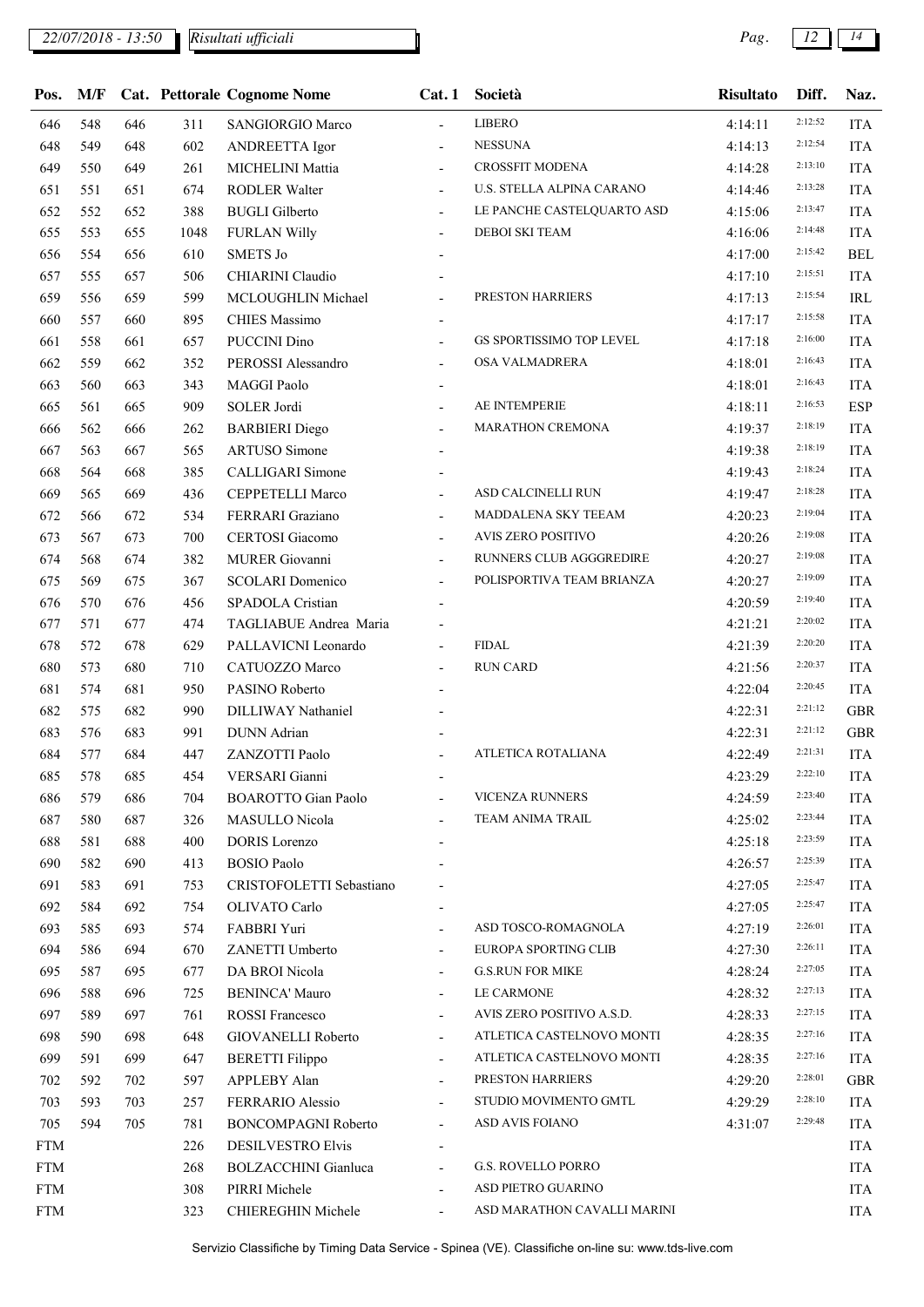| Pos. | M/F | Cat. | Pettorale | Cognome Nome | Cat. 1 | Società | Risultato | Diff. | Naz. |
|---|---|---|---|---|---|---|---|---|---|
| 646 | 548 | 646 | 311 | SANGIORGIO Marco | - | LIBERO | 4:14:11 | 2:12:52 | ITA |
| 648 | 549 | 648 | 602 | ANDREETTA Igor | - | NESSUNA | 4:14:13 | 2:12:54 | ITA |
| 649 | 550 | 649 | 261 | MICHELINI Mattia | - | CROSSFIT MODENA | 4:14:28 | 2:13:10 | ITA |
| 651 | 551 | 651 | 674 | RODLER Walter | - | U.S. STELLA ALPINA CARANO | 4:14:46 | 2:13:28 | ITA |
| 652 | 552 | 652 | 388 | BUGLI Gilberto | - | LE PANCHE CASTELQUARTO ASD | 4:15:06 | 2:13:47 | ITA |
| 655 | 553 | 655 | 1048 | FURLAN Willy | - | DEBOI SKI TEAM | 4:16:06 | 2:14:48 | ITA |
| 656 | 554 | 656 | 610 | SMETS Jo | - | | 4:17:00 | 2:15:42 | BEL |
| 657 | 555 | 657 | 506 | CHIARINI Claudio | - | | 4:17:10 | 2:15:51 | ITA |
| 659 | 556 | 659 | 599 | MCLOUGHLIN Michael | - | PRESTON HARRIERS | 4:17:13 | 2:15:54 | IRL |
| 660 | 557 | 660 | 895 | CHIES Massimo | - | | 4:17:17 | 2:15:58 | ITA |
| 661 | 558 | 661 | 657 | PUCCINI Dino | - | GS SPORTISSIMO TOP LEVEL | 4:17:18 | 2:16:00 | ITA |
| 662 | 559 | 662 | 352 | PEROSSI Alessandro | - | OSA VALMADRERA | 4:18:01 | 2:16:43 | ITA |
| 663 | 560 | 663 | 343 | MAGGI Paolo | - | | 4:18:01 | 2:16:43 | ITA |
| 665 | 561 | 665 | 909 | SOLER Jordi | - | AE INTEMPERIE | 4:18:11 | 2:16:53 | ESP |
| 666 | 562 | 666 | 262 | BARBIERI Diego | - | MARATHON CREMONA | 4:19:37 | 2:18:19 | ITA |
| 667 | 563 | 667 | 565 | ARTUSO Simone | - | | 4:19:38 | 2:18:19 | ITA |
| 668 | 564 | 668 | 385 | CALLIGARI Simone | - | | 4:19:43 | 2:18:24 | ITA |
| 669 | 565 | 669 | 436 | CEPPETELLI Marco | - | ASD CALCINELLI RUN | 4:19:47 | 2:18:28 | ITA |
| 672 | 566 | 672 | 534 | FERRARI Graziano | - | MADDALENA SKY TEEAM | 4:20:23 | 2:19:04 | ITA |
| 673 | 567 | 673 | 700 | CERTOSI Giacomo | - | AVIS ZERO POSITIVO | 4:20:26 | 2:19:08 | ITA |
| 674 | 568 | 674 | 382 | MURER Giovanni | - | RUNNERS CLUB AGGGREDIRE | 4:20:27 | 2:19:08 | ITA |
| 675 | 569 | 675 | 367 | SCOLARI Domenico | - | POLISPORTIVA TEAM BRIANZA | 4:20:27 | 2:19:09 | ITA |
| 676 | 570 | 676 | 456 | SPADOLA Cristian | - | | 4:20:59 | 2:19:40 | ITA |
| 677 | 571 | 677 | 474 | TAGLIABUE Andrea Maria | - | | 4:21:21 | 2:20:02 | ITA |
| 678 | 572 | 678 | 629 | PALLAVICNI Leonardo | - | FIDAL | 4:21:39 | 2:20:20 | ITA |
| 680 | 573 | 680 | 710 | CATUOZZO Marco | - | RUN CARD | 4:21:56 | 2:20:37 | ITA |
| 681 | 574 | 681 | 950 | PASINO Roberto | - | | 4:22:04 | 2:20:45 | ITA |
| 682 | 575 | 682 | 990 | DILLIWAY Nathaniel | - | | 4:22:31 | 2:21:12 | GBR |
| 683 | 576 | 683 | 991 | DUNN Adrian | - | | 4:22:31 | 2:21:12 | GBR |
| 684 | 577 | 684 | 447 | ZANZOTTI Paolo | - | ATLETICA ROTALIANA | 4:22:49 | 2:21:31 | ITA |
| 685 | 578 | 685 | 454 | VERSARI Gianni | - | | 4:23:29 | 2:22:10 | ITA |
| 686 | 579 | 686 | 704 | BOAROTTO Gian Paolo | - | VICENZA RUNNERS | 4:24:59 | 2:23:40 | ITA |
| 687 | 580 | 687 | 326 | MASULLO Nicola | - | TEAM ANIMA TRAIL | 4:25:02 | 2:23:44 | ITA |
| 688 | 581 | 688 | 400 | DORIS Lorenzo | - | | 4:25:18 | 2:23:59 | ITA |
| 690 | 582 | 690 | 413 | BOSIO Paolo | - | | 4:26:57 | 2:25:39 | ITA |
| 691 | 583 | 691 | 753 | CRISTOFOLETTI Sebastiano | - | | 4:27:05 | 2:25:47 | ITA |
| 692 | 584 | 692 | 754 | OLIVATO Carlo | - | | 4:27:05 | 2:25:47 | ITA |
| 693 | 585 | 693 | 574 | FABBRI Yuri | - | ASD TOSCO-ROMAGNOLA | 4:27:19 | 2:26:01 | ITA |
| 694 | 586 | 694 | 670 | ZANETTI Umberto | - | EUROPA SPORTING CLIB | 4:27:30 | 2:26:11 | ITA |
| 695 | 587 | 695 | 677 | DA BROI Nicola | - | G.S.RUN FOR MIKE | 4:28:24 | 2:27:05 | ITA |
| 696 | 588 | 696 | 725 | BENINCA' Mauro | - | LE CARMONE | 4:28:32 | 2:27:13 | ITA |
| 697 | 589 | 697 | 761 | ROSSI Francesco | - | AVIS ZERO POSITIVO A.S.D. | 4:28:33 | 2:27:15 | ITA |
| 698 | 590 | 698 | 648 | GIOVANELLI Roberto | - | ATLETICA CASTELNOVO MONTI | 4:28:35 | 2:27:16 | ITA |
| 699 | 591 | 699 | 647 | BERETTI Filippo | - | ATLETICA CASTELNOVO MONTI | 4:28:35 | 2:27:16 | ITA |
| 702 | 592 | 702 | 597 | APPLEBY Alan | - | PRESTON HARRIERS | 4:29:20 | 2:28:01 | GBR |
| 703 | 593 | 703 | 257 | FERRARIO Alessio | - | STUDIO MOVIMENTO GMTL | 4:29:29 | 2:28:10 | ITA |
| 705 | 594 | 705 | 781 | BONCOMPAGNI Roberto | - | ASD AVIS FOIANO | 4:31:07 | 2:29:48 | ITA |
| FTM | | | 226 | DESILVESTRO Elvis | - | | | | ITA |
| FTM | | | 268 | BOLZACCHINI Gianluca | - | G.S. ROVELLO PORRO | | | ITA |
| FTM | | | 308 | PIRRI Michele | - | ASD PIETRO GUARINO | | | ITA |
| FTM | | | 323 | CHIEREGHIN Michele | - | ASD MARATHON CAVALLI MARINI | | | ITA |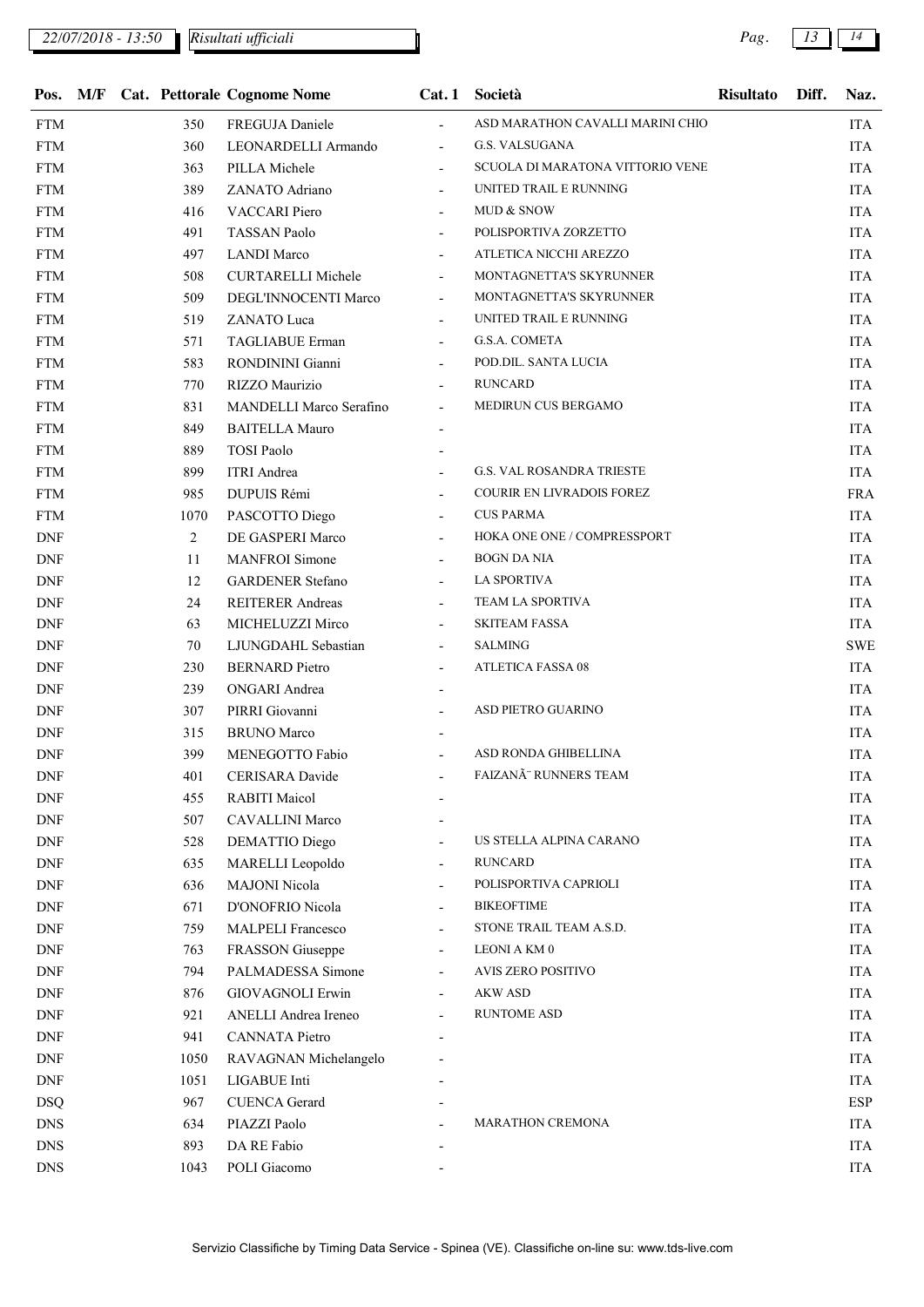| Pos. | M/F | Cat. | Pettorale | Cognome Nome | Cat. 1 | Società | Risultato | Diff. | Naz. |
|---|---|---|---|---|---|---|---|---|---|
| FTM | | | 350 | FREGUJA Daniele | - | ASD MARATHON CAVALLI MARINI CHIO | | | ITA |
| FTM | | | 360 | LEONARDELLI Armando | - | G.S. VALSUGANA | | | ITA |
| FTM | | | 363 | PILLA Michele | - | SCUOLA DI MARATONA VITTORIO VENE | | | ITA |
| FTM | | | 389 | ZANATO Adriano | - | UNITED TRAIL E RUNNING | | | ITA |
| FTM | | | 416 | VACCARI Piero | - | MUD & SNOW | | | ITA |
| FTM | | | 491 | TASSAN Paolo | - | POLISPORTIVA ZORZETTO | | | ITA |
| FTM | | | 497 | LANDI Marco | - | ATLETICA NICCHI AREZZO | | | ITA |
| FTM | | | 508 | CURTARELLI Michele | - | MONTAGNETTA'S SKYRUNNER | | | ITA |
| FTM | | | 509 | DEGL'INNOCENTI Marco | - | MONTAGNETTA'S SKYRUNNER | | | ITA |
| FTM | | | 519 | ZANATO Luca | - | UNITED TRAIL E RUNNING | | | ITA |
| FTM | | | 571 | TAGLIABUE Erman | - | G.S.A. COMETA | | | ITA |
| FTM | | | 583 | RONDININI Gianni | - | POD.DIL. SANTA LUCIA | | | ITA |
| FTM | | | 770 | RIZZO Maurizio | - | RUNCARD | | | ITA |
| FTM | | | 831 | MANDELLI Marco Serafino | - | MEDIRUN CUS BERGAMO | | | ITA |
| FTM | | | 849 | BAITELLA Mauro | - | | | | ITA |
| FTM | | | 889 | TOSI Paolo | - | | | | ITA |
| FTM | | | 899 | ITRI Andrea | - | G.S. VAL ROSANDRA TRIESTE | | | ITA |
| FTM | | | 985 | DUPUIS Rémi | - | COURIR EN LIVRADOIS FOREZ | | | FRA |
| FTM | | | 1070 | PASCOTTO Diego | - | CUS PARMA | | | ITA |
| DNF | | | 2 | DE GASPERI Marco | - | HOKA ONE ONE / COMPRESSPORT | | | ITA |
| DNF | | | 11 | MANFROI Simone | - | BOGN DA NIA | | | ITA |
| DNF | | | 12 | GARDENER Stefano | - | LA SPORTIVA | | | ITA |
| DNF | | | 24 | REITERER Andreas | - | TEAM LA SPORTIVA | | | ITA |
| DNF | | | 63 | MICHELUZZI Mirco | - | SKITEAM FASSA | | | ITA |
| DNF | | | 70 | LJUNGDAHL Sebastian | - | SALMING | | | SWE |
| DNF | | | 230 | BERNARD Pietro | - | ATLETICA FASSA 08 | | | ITA |
| DNF | | | 239 | ONGARI Andrea | - | | | | ITA |
| DNF | | | 307 | PIRRI Giovanni | - | ASD PIETRO GUARINO | | | ITA |
| DNF | | | 315 | BRUNO Marco | - | | | | ITA |
| DNF | | | 399 | MENEGOTTO Fabio | - | ASD RONDA GHIBELLINA | | | ITA |
| DNF | | | 401 | CERISARA Davide | - | FAIZANÃ¨ RUNNERS TEAM | | | ITA |
| DNF | | | 455 | RABITI Maicol | - | | | | ITA |
| DNF | | | 507 | CAVALLINI Marco | - | | | | ITA |
| DNF | | | 528 | DEMATTIO Diego | - | US STELLA ALPINA CARANO | | | ITA |
| DNF | | | 635 | MARELLI Leopoldo | - | RUNCARD | | | ITA |
| DNF | | | 636 | MAJONI Nicola | - | POLISPORTIVA CAPRIOLI | | | ITA |
| DNF | | | 671 | D'ONOFRIO Nicola | - | BIKEOFTIME | | | ITA |
| DNF | | | 759 | MALPELI Francesco | - | STONE TRAIL TEAM A.S.D. | | | ITA |
| DNF | | | 763 | FRASSON Giuseppe | - | LEONI A KM 0 | | | ITA |
| DNF | | | 794 | PALMADESSA Simone | - | AVIS ZERO POSITIVO | | | ITA |
| DNF | | | 876 | GIOVAGNOLI Erwin | - | AKW ASD | | | ITA |
| DNF | | | 921 | ANELLI Andrea Ireneo | - | RUNTOME ASD | | | ITA |
| DNF | | | 941 | CANNATA Pietro | - | | | | ITA |
| DNF | | | 1050 | RAVAGNAN Michelangelo | - | | | | ITA |
| DNF | | | 1051 | LIGABUE Inti | - | | | | ITA |
| DSQ | | | 967 | CUENCA Gerard | - | | | | ESP |
| DNS | | | 634 | PIAZZI Paolo | - | MARATHON CREMONA | | | ITA |
| DNS | | | 893 | DA RE Fabio | - | | | | ITA |
| DNS | | | 1043 | POLI Giacomo | - | | | | ITA |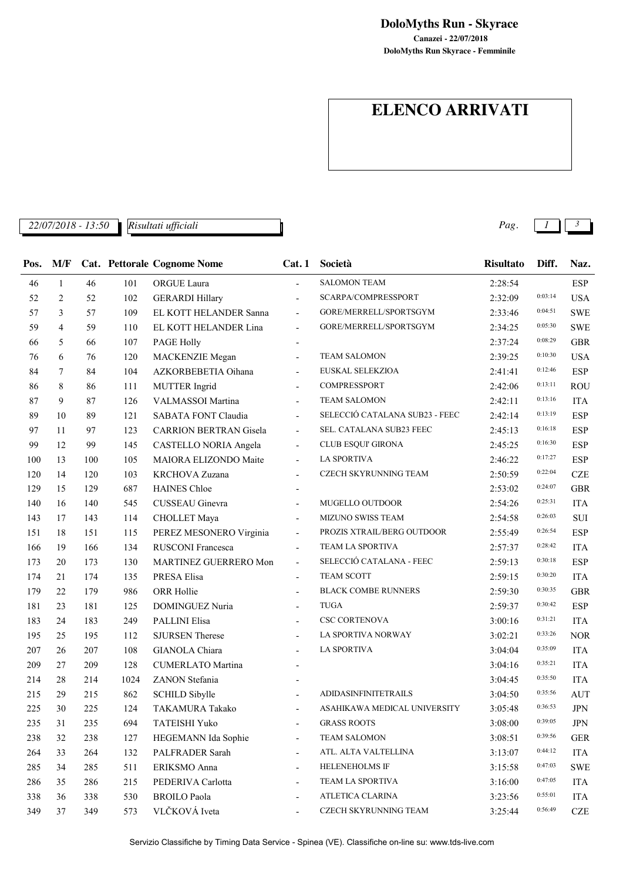**DoloMyths Run - Skyrace**

**Canazei - 22/07/2018**

**DoloMyths Run Skyrace - Femminile**

# ELENCO ARRIVATI

*22/07/2018 - 13:50* *Risultati ufficiali*

| Pos. | M/F | Cat. | Pettorale | Cognome Nome | Cat. 1 | Società | Risultato | Diff. | Naz. |
|---|---|---|---|---|---|---|---|---|---|
| 46 | 1 | 46 | 101 | ORGUE Laura | - | SALOMON TEAM | 2:28:54 | | ESP |
| 52 | 2 | 52 | 102 | GERARDI Hillary | - | SCARPA/COMPRESSPORT | 2:32:09 | 0:03:14 | USA |
| 57 | 3 | 57 | 109 | EL KOTT HELANDER Sanna | - | GORE/MERRELL/SPORTSGYM | 2:33:46 | 0:04:51 | SWE |
| 59 | 4 | 59 | 110 | EL KOTT HELANDER Lina | - | GORE/MERRELL/SPORTSGYM | 2:34:25 | 0:05:30 | SWE |
| 66 | 5 | 66 | 107 | PAGE Holly | - | | 2:37:24 | 0:08:29 | GBR |
| 76 | 6 | 76 | 120 | MACKENZIE Megan | - | TEAM SALOMON | 2:39:25 | 0:10:30 | USA |
| 84 | 7 | 84 | 104 | AZKORBEBETIA Oihana | - | EUSKAL SELEKZIOA | 2:41:41 | 0:12:46 | ESP |
| 86 | 8 | 86 | 111 | MUTTER Ingrid | - | COMPRESSPORT | 2:42:06 | 0:13:11 | ROU |
| 87 | 9 | 87 | 126 | VALMASSOI Martina | - | TEAM SALOMON | 2:42:11 | 0:13:16 | ITA |
| 89 | 10 | 89 | 121 | SABATA FONT Claudia | - | SELECCIÓ CATALANA SUB23 - FEEC | 2:42:14 | 0:13:19 | ESP |
| 97 | 11 | 97 | 123 | CARRION BERTRAN Gisela | - | SEL. CATALANA SUB23 FEEC | 2:45:13 | 0:16:18 | ESP |
| 99 | 12 | 99 | 145 | CASTELLO NORIA Angela | - | CLUB ESQUI' GIRONA | 2:45:25 | 0:16:30 | ESP |
| 100 | 13 | 100 | 105 | MAIORA ELIZONDO Maite | - | LA SPORTIVA | 2:46:22 | 0:17:27 | ESP |
| 120 | 14 | 120 | 103 | KRCHOVA Zuzana | - | CZECH SKYRUNNING TEAM | 2:50:59 | 0:22:04 | CZE |
| 129 | 15 | 129 | 687 | HAINES Chloe | - | | 2:53:02 | 0:24:07 | GBR |
| 140 | 16 | 140 | 545 | CUSSEAU Ginevra | - | MUGELLO OUTDOOR | 2:54:26 | 0:25:31 | ITA |
| 143 | 17 | 143 | 114 | CHOLLET Maya | - | MIZUNO SWISS TEAM | 2:54:58 | 0:26:03 | SUI |
| 151 | 18 | 151 | 115 | PEREZ MESONERO Virginia | - | PROZIS XTRAIL/BERG OUTDOOR | 2:55:49 | 0:26:54 | ESP |
| 166 | 19 | 166 | 134 | RUSCONI Francesca | - | TEAM LA SPORTIVA | 2:57:37 | 0:28:42 | ITA |
| 173 | 20 | 173 | 130 | MARTINEZ GUERRERO Mon | - | SELECCIÓ CATALANA - FEEC | 2:59:13 | 0:30:18 | ESP |
| 174 | 21 | 174 | 135 | PRESA Elisa | - | TEAM SCOTT | 2:59:15 | 0:30:20 | ITA |
| 179 | 22 | 179 | 986 | ORR Hollie | - | BLACK COMBE RUNNERS | 2:59:30 | 0:30:35 | GBR |
| 181 | 23 | 181 | 125 | DOMINGUEZ Nuria | - | TUGA | 2:59:37 | 0:30:42 | ESP |
| 183 | 24 | 183 | 249 | PALLINI Elisa | - | CSC CORTENOVA | 3:00:16 | 0:31:21 | ITA |
| 195 | 25 | 195 | 112 | SJURSEN Therese | - | LA SPORTIVA NORWAY | 3:02:21 | 0:33:26 | NOR |
| 207 | 26 | 207 | 108 | GIANOLA Chiara | - | LA SPORTIVA | 3:04:04 | 0:35:09 | ITA |
| 209 | 27 | 209 | 128 | CUMERLATO Martina | - | | 3:04:16 | 0:35:21 | ITA |
| 214 | 28 | 214 | 1024 | ZANON Stefania | - | | 3:04:45 | 0:35:50 | ITA |
| 215 | 29 | 215 | 862 | SCHILD Sibylle | - | ADIDASINFINITETRAILS | 3:04:50 | 0:35:56 | AUT |
| 225 | 30 | 225 | 124 | TAKAMURA Takako | - | ASAHIKAWA MEDICAL UNIVERSITY | 3:05:48 | 0:36:53 | JPN |
| 235 | 31 | 235 | 694 | TATEISHI Yuko | - | GRASS ROOTS | 3:08:00 | 0:39:05 | JPN |
| 238 | 32 | 238 | 127 | HEGEMANN Ida Sophie | - | TEAM SALOMON | 3:08:51 | 0:39:56 | GER |
| 264 | 33 | 264 | 132 | PALFRADER Sarah | - | ATL. ALTA VALTELLINA | 3:13:07 | 0:44:12 | ITA |
| 285 | 34 | 285 | 511 | ERIKSMO Anna | - | HELENEHOLMS IF | 3:15:58 | 0:47:03 | SWE |
| 286 | 35 | 286 | 215 | PEDERIVA Carlotta | - | TEAM LA SPORTIVA | 3:16:00 | 0:47:05 | ITA |
| 338 | 36 | 338 | 530 | BROILO Paola | - | ATLETICA CLARINA | 3:23:56 | 0:55:01 | ITA |
| 349 | 37 | 349 | 573 | VLČKOVÁ Iveta | - | CZECH SKYRUNNING TEAM | 3:25:44 | 0:56:49 | CZE |

Servizio Classifiche by Timing Data Service - Spinea (VE). Classifiche on-line su: www.tds-live.com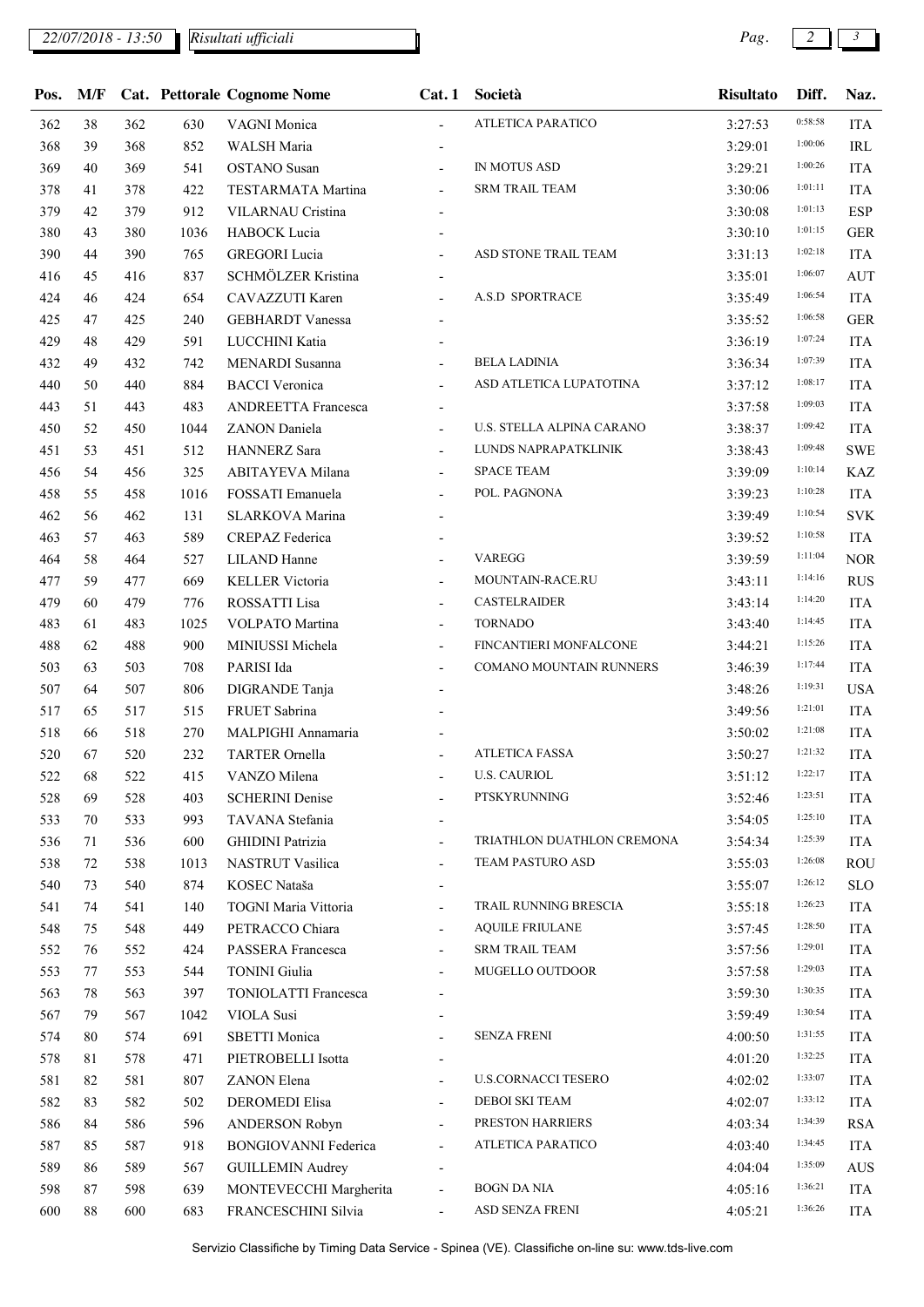| Pos. | M/F | Cat. | Pettorale | Cognome Nome | Cat. 1 | Società | Risultato | Diff. | Naz. |
|---|---|---|---|---|---|---|---|---|---|
| 362 | 38 | 362 | 630 | VAGNI Monica | - | ATLETICA PARATICO | 3:27:53 | 0:58:58 | ITA |
| 368 | 39 | 368 | 852 | WALSH Maria | - | | 3:29:01 | 1:00:06 | IRL |
| 369 | 40 | 369 | 541 | OSTANO Susan | - | IN MOTUS ASD | 3:29:21 | 1:00:26 | ITA |
| 378 | 41 | 378 | 422 | TESTARMATA Martina | - | SRM TRAIL TEAM | 3:30:06 | 1:01:11 | ITA |
| 379 | 42 | 379 | 912 | VILARNAU Cristina | - | | 3:30:08 | 1:01:13 | ESP |
| 380 | 43 | 380 | 1036 | HABOCK Lucia | - | | 3:30:10 | 1:01:15 | GER |
| 390 | 44 | 390 | 765 | GREGORI Lucia | - | ASD STONE TRAIL TEAM | 3:31:13 | 1:02:18 | ITA |
| 416 | 45 | 416 | 837 | SCHMÖLZER Kristina | - | | 3:35:01 | 1:06:07 | AUT |
| 424 | 46 | 424 | 654 | CAVAZZUTI Karen | - | A.S.D SPORTRACE | 3:35:49 | 1:06:54 | ITA |
| 425 | 47 | 425 | 240 | GEBHARDT Vanessa | - | | 3:35:52 | 1:06:58 | GER |
| 429 | 48 | 429 | 591 | LUCCHINI Katia | - | | 3:36:19 | 1:07:24 | ITA |
| 432 | 49 | 432 | 742 | MENARDI Susanna | - | BELA LADINIA | 3:36:34 | 1:07:39 | ITA |
| 440 | 50 | 440 | 884 | BACCI Veronica | - | ASD ATLETICA LUPATOTINA | 3:37:12 | 1:08:17 | ITA |
| 443 | 51 | 443 | 483 | ANDREETTA Francesca | - | | 3:37:58 | 1:09:03 | ITA |
| 450 | 52 | 450 | 1044 | ZANON Daniela | - | U.S. STELLA ALPINA CARANO | 3:38:37 | 1:09:42 | ITA |
| 451 | 53 | 451 | 512 | HANNERZ Sara | - | LUNDS NAPRAPATKLINIK | 3:38:43 | 1:09:48 | SWE |
| 456 | 54 | 456 | 325 | ABITAYEVA Milana | - | SPACE TEAM | 3:39:09 | 1:10:14 | KAZ |
| 458 | 55 | 458 | 1016 | FOSSATI Emanuela | - | POL. PAGNONA | 3:39:23 | 1:10:28 | ITA |
| 462 | 56 | 462 | 131 | SLARKOVA Marina | - | | 3:39:49 | 1:10:54 | SVK |
| 463 | 57 | 463 | 589 | CREPAZ Federica | - | | 3:39:52 | 1:10:58 | ITA |
| 464 | 58 | 464 | 527 | LILAND Hanne | - | VAREGG | 3:39:59 | 1:11:04 | NOR |
| 477 | 59 | 477 | 669 | KELLER Victoria | - | MOUNTAIN-RACE.RU | 3:43:11 | 1:14:16 | RUS |
| 479 | 60 | 479 | 776 | ROSSATTI Lisa | - | CASTELRAIDER | 3:43:14 | 1:14:20 | ITA |
| 483 | 61 | 483 | 1025 | VOLPATO Martina | - | TORNADO | 3:43:40 | 1:14:45 | ITA |
| 488 | 62 | 488 | 900 | MINIUSSI Michela | - | FINCANTIERI MONFALCONE | 3:44:21 | 1:15:26 | ITA |
| 503 | 63 | 503 | 708 | PARISI Ida | - | COMANO MOUNTAIN RUNNERS | 3:46:39 | 1:17:44 | ITA |
| 507 | 64 | 507 | 806 | DIGRANDE Tanja | - | | 3:48:26 | 1:19:31 | USA |
| 517 | 65 | 517 | 515 | FRUET Sabrina | - | | 3:49:56 | 1:21:01 | ITA |
| 518 | 66 | 518 | 270 | MALPIGHI Annamaria | - | | 3:50:02 | 1:21:08 | ITA |
| 520 | 67 | 520 | 232 | TARTER Ornella | - | ATLETICA FASSA | 3:50:27 | 1:21:32 | ITA |
| 522 | 68 | 522 | 415 | VANZO Milena | - | U.S. CAURIOL | 3:51:12 | 1:22:17 | ITA |
| 528 | 69 | 528 | 403 | SCHERINI Denise | - | PTSKYRUNNING | 3:52:46 | 1:23:51 | ITA |
| 533 | 70 | 533 | 993 | TAVANA Stefania | - | | 3:54:05 | 1:25:10 | ITA |
| 536 | 71 | 536 | 600 | GHIDINI Patrizia | - | TRIATHLON DUATHLON CREMONA | 3:54:34 | 1:25:39 | ITA |
| 538 | 72 | 538 | 1013 | NASTRUT Vasilica | - | TEAM PASTURO ASD | 3:55:03 | 1:26:08 | ROU |
| 540 | 73 | 540 | 874 | KOSEC Nataša | - | | 3:55:07 | 1:26:12 | SLO |
| 541 | 74 | 541 | 140 | TOGNI Maria Vittoria | - | TRAIL RUNNING BRESCIA | 3:55:18 | 1:26:23 | ITA |
| 548 | 75 | 548 | 449 | PETRACCO Chiara | - | AQUILE FRIULANE | 3:57:45 | 1:28:50 | ITA |
| 552 | 76 | 552 | 424 | PASSERA Francesca | - | SRM TRAIL TEAM | 3:57:56 | 1:29:01 | ITA |
| 553 | 77 | 553 | 544 | TONINI Giulia | - | MUGELLO OUTDOOR | 3:57:58 | 1:29:03 | ITA |
| 563 | 78 | 563 | 397 | TONIOLATTI Francesca | - | | 3:59:30 | 1:30:35 | ITA |
| 567 | 79 | 567 | 1042 | VIOLA Susi | - | | 3:59:49 | 1:30:54 | ITA |
| 574 | 80 | 574 | 691 | SBETTI Monica | - | SENZA FRENI | 4:00:50 | 1:31:55 | ITA |
| 578 | 81 | 578 | 471 | PIETROBELLI Isotta | - | | 4:01:20 | 1:32:25 | ITA |
| 581 | 82 | 581 | 807 | ZANON Elena | - | U.S.CORNACCI TESERO | 4:02:02 | 1:33:07 | ITA |
| 582 | 83 | 582 | 502 | DEROMEDI Elisa | - | DEBOI SKI TEAM | 4:02:07 | 1:33:12 | ITA |
| 586 | 84 | 586 | 596 | ANDERSON Robyn | - | PRESTON HARRIERS | 4:03:34 | 1:34:39 | RSA |
| 587 | 85 | 587 | 918 | BONGIOVANNI Federica | - | ATLETICA PARATICO | 4:03:40 | 1:34:45 | ITA |
| 589 | 86 | 589 | 567 | GUILLEMIN Audrey | - | | 4:04:04 | 1:35:09 | AUS |
| 598 | 87 | 598 | 639 | MONTEVECCHI Margherita | - | BOGN DA NIA | 4:05:16 | 1:36:21 | ITA |
| 600 | 88 | 600 | 683 | FRANCESCHINI Silvia | - | ASD SENZA FRENI | 4:05:21 | 1:36:26 | ITA |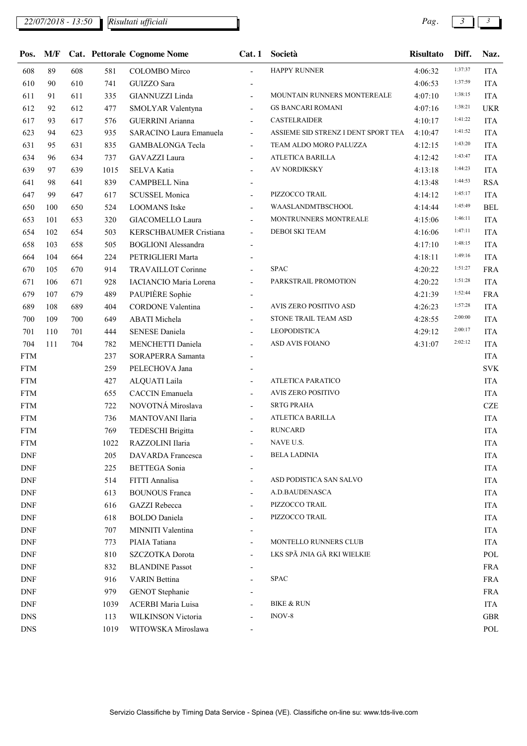22/07/2018 - 13:50 Risultati ufficiali

| Pos. | M/F | Cat. | Pettorale | Cognome Nome | Cat. 1 | Società | Risultato | Diff. | Naz. |
|---|---|---|---|---|---|---|---|---|---|
| 608 | 89 | 608 | 581 | COLOMBO Mirco | - | HAPPY RUNNER | 4:06:32 | 1:37:37 | ITA |
| 610 | 90 | 610 | 741 | GUIZZO Sara | - | | 4:06:53 | 1:37:59 | ITA |
| 611 | 91 | 611 | 335 | GIANNUZZI Linda | - | MOUNTAIN RUNNERS MONTEREALE | 4:07:10 | 1:38:15 | ITA |
| 612 | 92 | 612 | 477 | SMOLYAR Valentyna | - | GS BANCARI ROMANI | 4:07:16 | 1:38:21 | UKR |
| 617 | 93 | 617 | 576 | GUERRINI Arianna | - | CASTELRAIDER | 4:10:17 | 1:41:22 | ITA |
| 623 | 94 | 623 | 935 | SARACINO Laura Emanuela | - | ASSIEME SID STRENZ I DENT SPORT TEA | 4:10:47 | 1:41:52 | ITA |
| 631 | 95 | 631 | 835 | GAMBALONGA Tecla | - | TEAM ALDO MORO PALUZZA | 4:12:15 | 1:43:20 | ITA |
| 634 | 96 | 634 | 737 | GAVAZZI Laura | - | ATLETICA BARILLA | 4:12:42 | 1:43:47 | ITA |
| 639 | 97 | 639 | 1015 | SELVA Katia | - | AV NORDIKSKY | 4:13:18 | 1:44:23 | ITA |
| 641 | 98 | 641 | 839 | CAMPBELL Nina | - | | 4:13:48 | 1:44:53 | RSA |
| 647 | 99 | 647 | 617 | SCUSSEL Monica | - | PIZZOCCO TRAIL | 4:14:12 | 1:45:17 | ITA |
| 650 | 100 | 650 | 524 | LOOMANS Itske | - | WAASLANDMTBSCHOOL | 4:14:44 | 1:45:49 | BEL |
| 653 | 101 | 653 | 320 | GIACOMELLO Laura | - | MONTRUNNERS MONTREALE | 4:15:06 | 1:46:11 | ITA |
| 654 | 102 | 654 | 503 | KERSCHBAUMER Cristiana | - | DEBOI SKI TEAM | 4:16:06 | 1:47:11 | ITA |
| 658 | 103 | 658 | 505 | BOGLIONI Alessandra | - | | 4:17:10 | 1:48:15 | ITA |
| 664 | 104 | 664 | 224 | PETRIGLIERI Marta | - | | 4:18:11 | 1:49:16 | ITA |
| 670 | 105 | 670 | 914 | TRAVAILLOT Corinne | - | SPAC | 4:20:22 | 1:51:27 | FRA |
| 671 | 106 | 671 | 928 | IACIANCIO Maria Lorena | - | PARKSTRAIL PROMOTION | 4:20:22 | 1:51:28 | ITA |
| 679 | 107 | 679 | 489 | PAUPIÈRE Sophie | - | | 4:21:39 | 1:52:44 | FRA |
| 689 | 108 | 689 | 404 | CORDONE Valentina | - | AVIS ZERO POSITIVO ASD | 4:26:23 | 1:57:28 | ITA |
| 700 | 109 | 700 | 649 | ABATI Michela | - | STONE TRAIL TEAM ASD | 4:28:55 | 2:00:00 | ITA |
| 701 | 110 | 701 | 444 | SENESE Daniela | - | LEOPODISTICA | 4:29:12 | 2:00:17 | ITA |
| 704 | 111 | 704 | 782 | MENCHETTI Daniela | - | ASD AVIS FOIANO | 4:31:07 | 2:02:12 | ITA |
| FTM | | | 237 | SORAPERRA Samanta | - | | | | ITA |
| FTM | | | 259 | PELECHOVA Jana | - | | | | SVK |
| FTM | | | 427 | ALQUATI Laila | - | ATLETICA PARATICO | | | ITA |
| FTM | | | 655 | CACCIN Emanuela | - | AVIS ZERO POSITIVO | | | ITA |
| FTM | | | 722 | NOVOTNÁ Miroslava | - | SRTG PRAHA | | | CZE |
| FTM | | | 736 | MANTOVANI Ilaria | - | ATLETICA BARILLA | | | ITA |
| FTM | | | 769 | TEDESCHI Brigitta | - | RUNCARD | | | ITA |
| FTM | | | 1022 | RAZZOLINI Ilaria | - | NAVE U.S. | | | ITA |
| DNF | | | 205 | DAVARDA Francesca | - | BELA LADINIA | | | ITA |
| DNF | | | 225 | BETTEGA Sonia | - | | | | ITA |
| DNF | | | 514 | FITTI Annalisa | - | ASD PODISTICA SAN SALVO | | | ITA |
| DNF | | | 613 | BOUNOUS Franca | - | A.D.BAUDENASCA | | | ITA |
| DNF | | | 616 | GAZZI Rebecca | - | PIZZOCCO TRAIL | | | ITA |
| DNF | | | 618 | BOLDO Daniela | - | PIZZOCCO TRAIL | | | ITA |
| DNF | | | 707 | MINNITI Valentina | - | | | | ITA |
| DNF | | | 773 | PIAIA Tatiana | - | MONTELLO RUNNERS CLUB | | | ITA |
| DNF | | | 810 | SZCZOTKA Dorota | - | LKS SPÃ JNIA GÃ RKI WIELKIE | | | POL |
| DNF | | | 832 | BLANDINE Passot | - | | | | FRA |
| DNF | | | 916 | VARIN Bettina | - | SPAC | | | FRA |
| DNF | | | 979 | GENOT Stephanie | - | | | | FRA |
| DNF | | | 1039 | ACERBI Maria Luisa | - | BIKE & RUN | | | ITA |
| DNS | | | 113 | WILKINSON Victoria | - | INOV-8 | | | GBR |
| DNS | | | 1019 | WITOWSKA Miroslawa | - | | | | POL |

Servizio Classifiche by Timing Data Service - Spinea (VE). Classifiche on-line su: www.tds-live.com